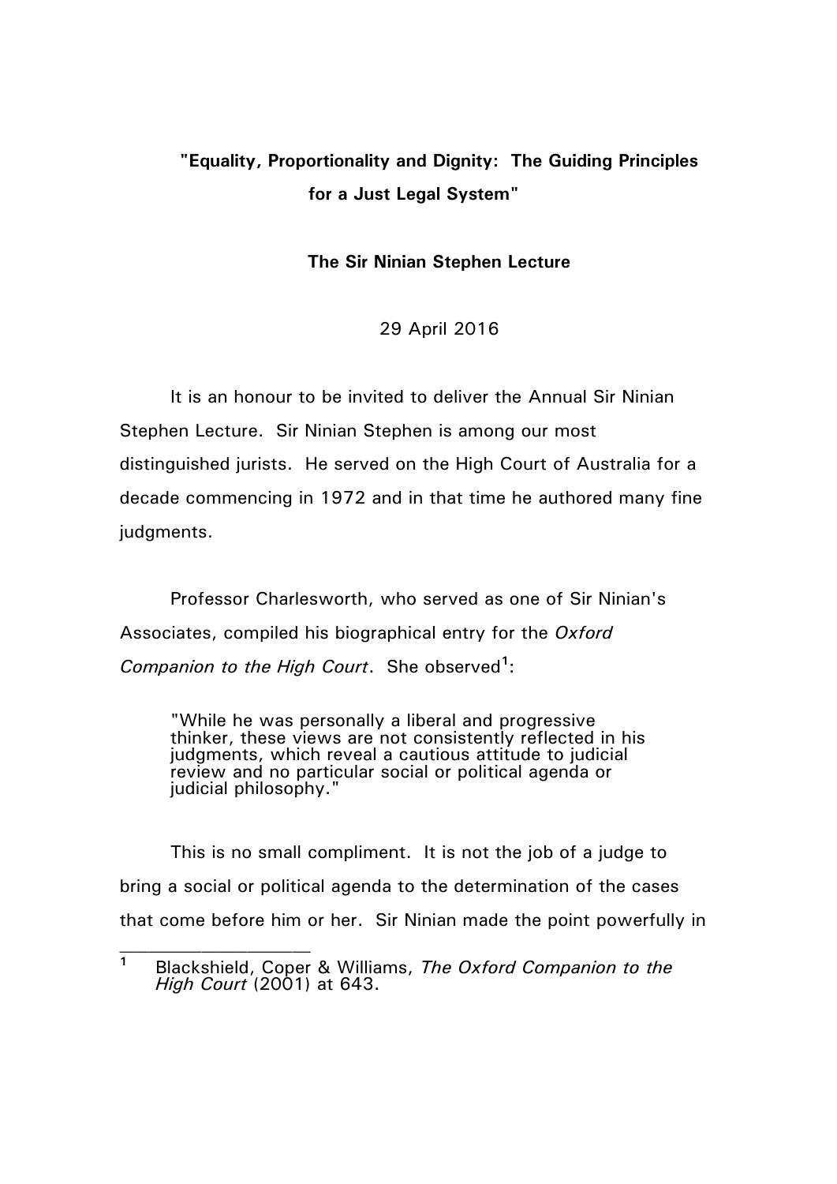# "Equality, Proportionality and Dignity: The Guiding Principles for a Just Legal System"

**The Sir Ninian Stephen Lecture**

29 April 2016

It is an honour to be invited to deliver the Annual Sir Ninian Stephen Lecture. Sir Ninian Stephen is among our most distinguished jurists. He served on the High Court of Australia for a decade commencing in 1972 and in that time he authored many fine judgments.

Professor Charlesworth, who served as one of Sir Ninian's Associates, compiled his biographical entry for the *Oxford Companion to the High Court*. She observed[1]:

> "While he was personally a liberal and progressive thinker, these views are not consistently reflected in his judgments, which reveal a cautious attitude to judicial review and no particular social or political agenda or judicial philosophy."

This is no small compliment. It is not the job of a judge to bring a social or political agenda to the determination of the cases that come before him or her. Sir Ninian made the point powerfully in

---

[1] Blackshield, Coper & Williams, *The Oxford Companion to the High Court* (2001) at 643.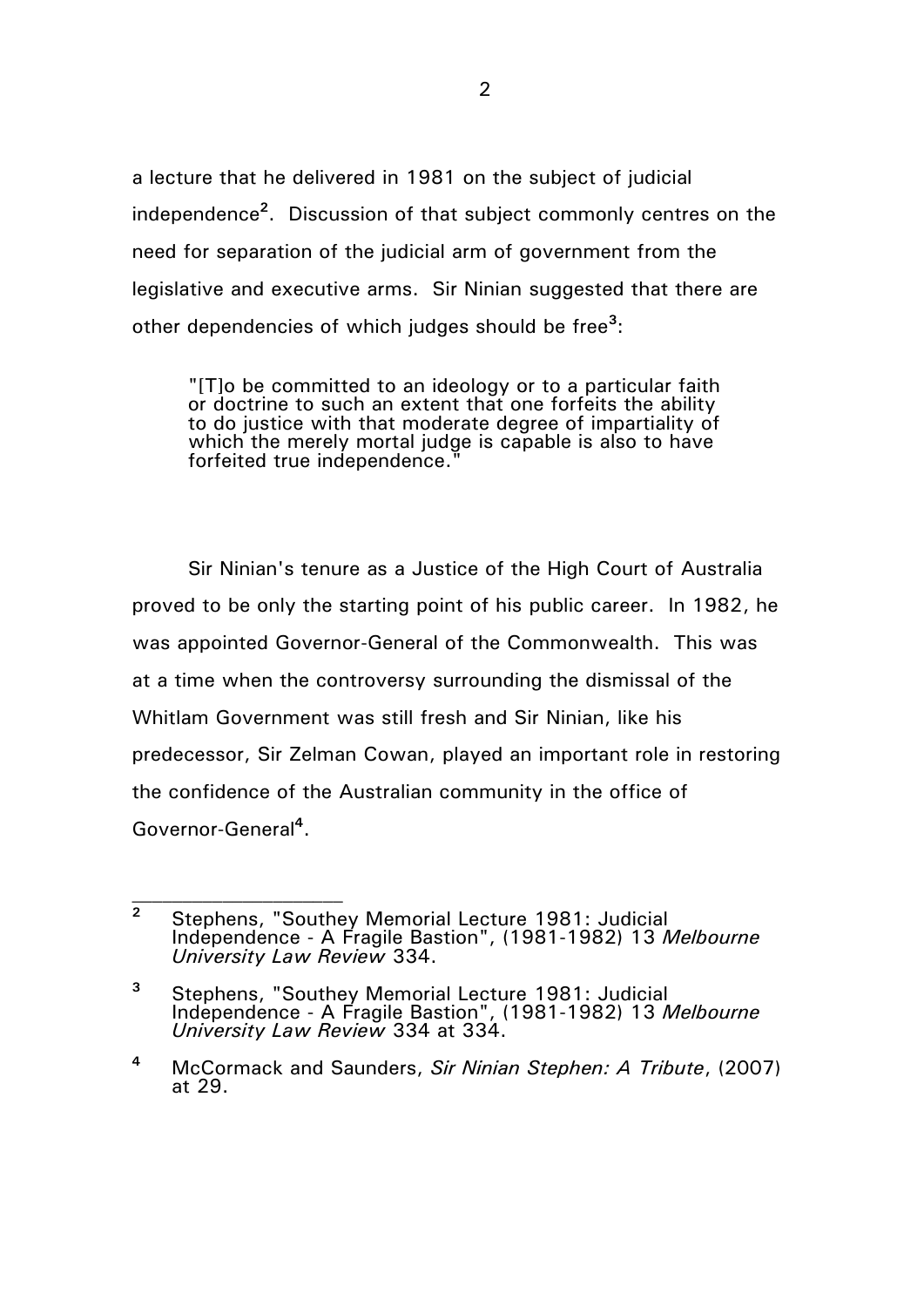a lecture that he delivered in 1981 on the subject of judicial independence[2]. Discussion of that subject commonly centres on the need for separation of the judicial arm of government from the legislative and executive arms. Sir Ninian suggested that there are other dependencies of which judges should be free[3]:

> "[T]o be committed to an ideology or to a particular faith or doctrine to such an extent that one forfeits the ability to do justice with that moderate degree of impartiality of which the merely mortal judge is capable is also to have forfeited true independence."

Sir Ninian's tenure as a Justice of the High Court of Australia proved to be only the starting point of his public career. In 1982, he was appointed Governor-General of the Commonwealth. This was at a time when the controversy surrounding the dismissal of the Whitlam Government was still fresh and Sir Ninian, like his predecessor, Sir Zelman Cowan, played an important role in restoring the confidence of the Australian community in the office of Governor-General[4].

---

[2] Stephens, "Southey Memorial Lecture 1981: Judicial Independence - A Fragile Bastion", (1981-1982) 13 *Melbourne University Law Review* 334.

[3] Stephens, "Southey Memorial Lecture 1981: Judicial Independence - A Fragile Bastion", (1981-1982) 13 *Melbourne University Law Review* 334 at 334.

[4] McCormack and Saunders, *Sir Ninian Stephen: A Tribute*, (2007) at 29.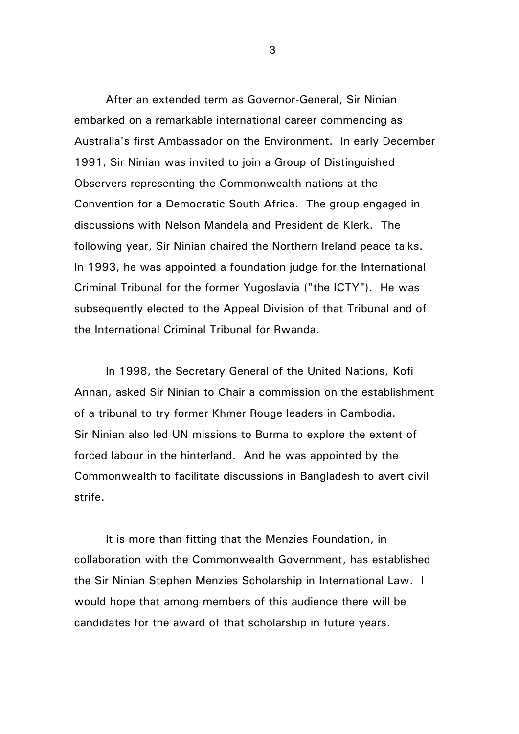After an extended term as Governor-General, Sir Ninian embarked on a remarkable international career commencing as Australia's first Ambassador on the Environment. In early December 1991, Sir Ninian was invited to join a Group of Distinguished Observers representing the Commonwealth nations at the Convention for a Democratic South Africa. The group engaged in discussions with Nelson Mandela and President de Klerk. The following year, Sir Ninian chaired the Northern Ireland peace talks. In 1993, he was appointed a foundation judge for the International Criminal Tribunal for the former Yugoslavia ("the ICTY"). He was subsequently elected to the Appeal Division of that Tribunal and of the International Criminal Tribunal for Rwanda.

In 1998, the Secretary General of the United Nations, Kofi Annan, asked Sir Ninian to Chair a commission on the establishment of a tribunal to try former Khmer Rouge leaders in Cambodia. Sir Ninian also led UN missions to Burma to explore the extent of forced labour in the hinterland. And he was appointed by the Commonwealth to facilitate discussions in Bangladesh to avert civil strife.

It is more than fitting that the Menzies Foundation, in collaboration with the Commonwealth Government, has established the Sir Ninian Stephen Menzies Scholarship in International Law. I would hope that among members of this audience there will be candidates for the award of that scholarship in future years.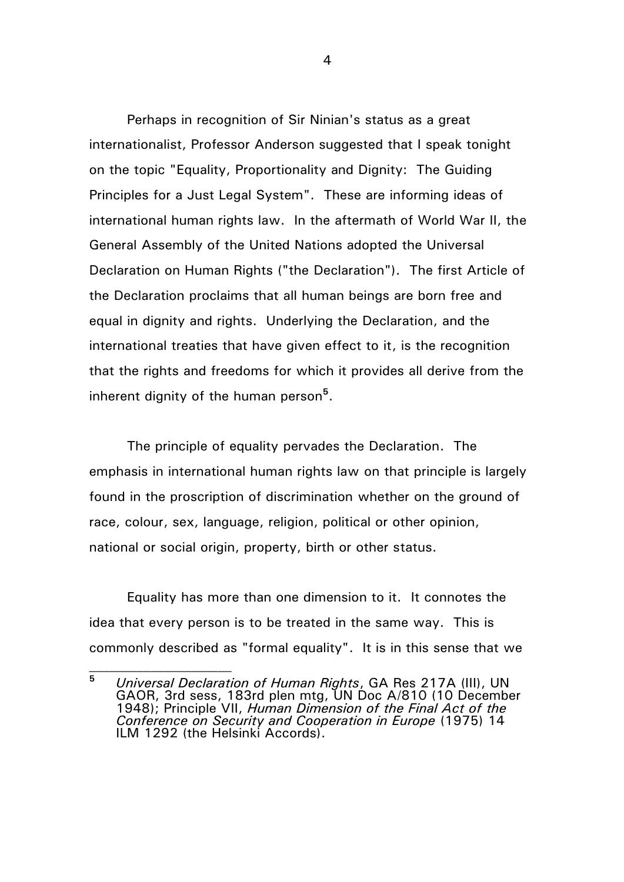Perhaps in recognition of Sir Ninian's status as a great internationalist, Professor Anderson suggested that I speak tonight on the topic "Equality, Proportionality and Dignity: The Guiding Principles for a Just Legal System". These are informing ideas of international human rights law. In the aftermath of World War II, the General Assembly of the United Nations adopted the Universal Declaration on Human Rights ("the Declaration"). The first Article of the Declaration proclaims that all human beings are born free and equal in dignity and rights. Underlying the Declaration, and the international treaties that have given effect to it, is the recognition that the rights and freedoms for which it provides all derive from the inherent dignity of the human person[5].

The principle of equality pervades the Declaration. The emphasis in international human rights law on that principle is largely found in the proscription of discrimination whether on the ground of race, colour, sex, language, religion, political or other opinion, national or social origin, property, birth or other status.

Equality has more than one dimension to it. It connotes the idea that every person is to be treated in the same way. This is commonly described as "formal equality". It is in this sense that we

---

[5] *Universal Declaration of Human Rights*, GA Res 217A (III), UN GAOR, 3rd sess, 183rd plen mtg, UN Doc A/810 (10 December 1948); Principle VII, *Human Dimension of the Final Act of the Conference on Security and Cooperation in Europe* (1975) 14 ILM 1292 (the Helsinki Accords).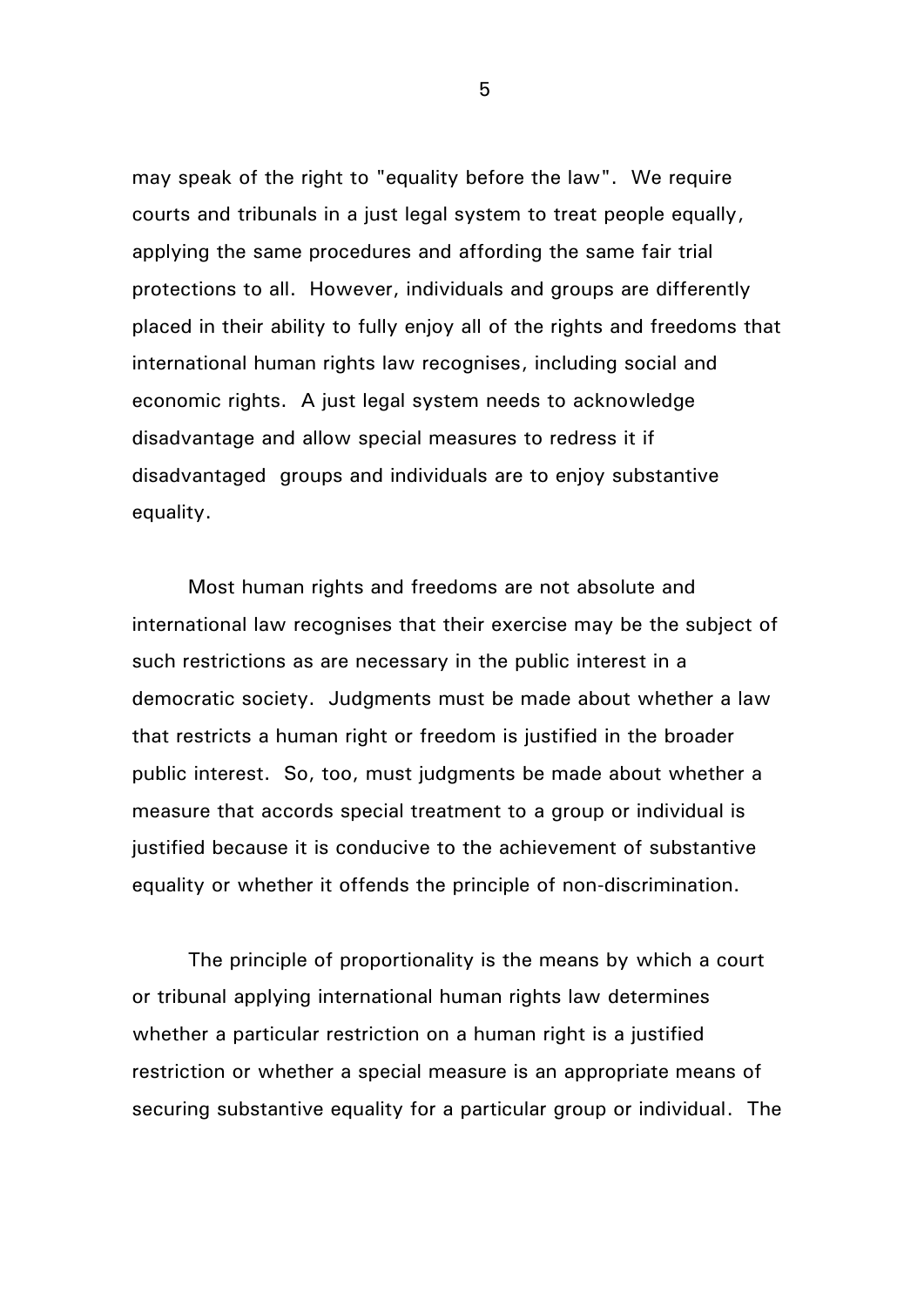may speak of the right to "equality before the law". We require courts and tribunals in a just legal system to treat people equally, applying the same procedures and affording the same fair trial protections to all. However, individuals and groups are differently placed in their ability to fully enjoy all of the rights and freedoms that international human rights law recognises, including social and economic rights. A just legal system needs to acknowledge disadvantage and allow special measures to redress it if disadvantaged groups and individuals are to enjoy substantive equality.

Most human rights and freedoms are not absolute and international law recognises that their exercise may be the subject of such restrictions as are necessary in the public interest in a democratic society. Judgments must be made about whether a law that restricts a human right or freedom is justified in the broader public interest. So, too, must judgments be made about whether a measure that accords special treatment to a group or individual is justified because it is conducive to the achievement of substantive equality or whether it offends the principle of non-discrimination.

The principle of proportionality is the means by which a court or tribunal applying international human rights law determines whether a particular restriction on a human right is a justified restriction or whether a special measure is an appropriate means of securing substantive equality for a particular group or individual. The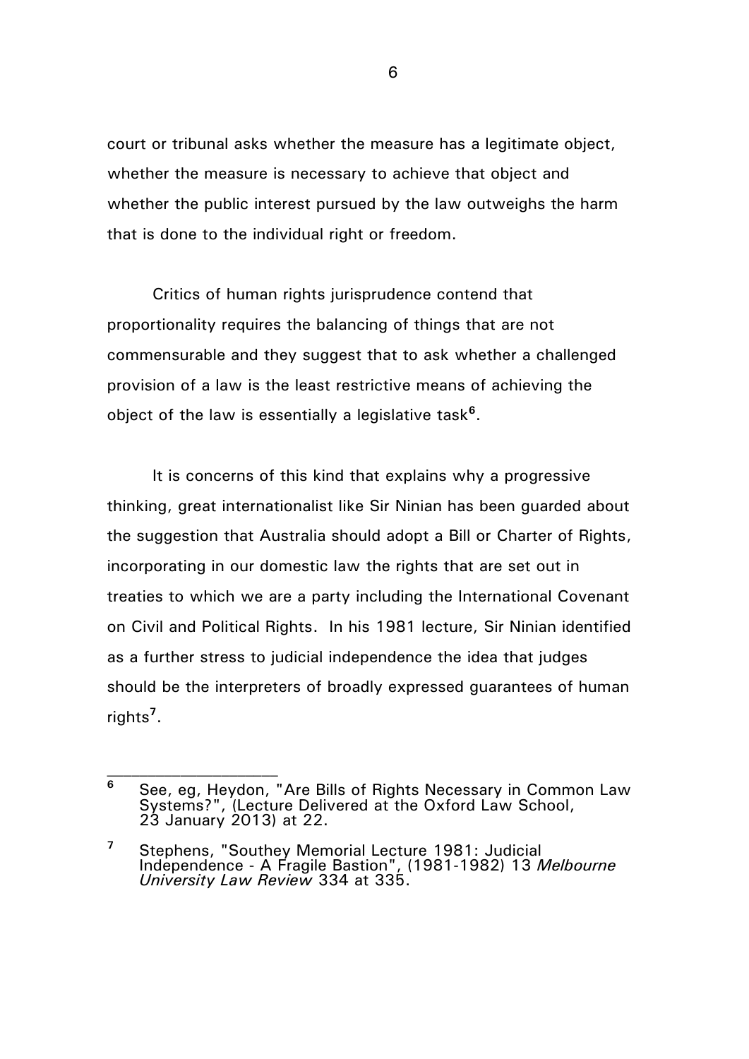court or tribunal asks whether the measure has a legitimate object, whether the measure is necessary to achieve that object and whether the public interest pursued by the law outweighs the harm that is done to the individual right or freedom.

Critics of human rights jurisprudence contend that proportionality requires the balancing of things that are not commensurable and they suggest that to ask whether a challenged provision of a law is the least restrictive means of achieving the object of the law is essentially a legislative task[6].

It is concerns of this kind that explains why a progressive thinking, great internationalist like Sir Ninian has been guarded about the suggestion that Australia should adopt a Bill or Charter of Rights, incorporating in our domestic law the rights that are set out in treaties to which we are a party including the International Covenant on Civil and Political Rights. In his 1981 lecture, Sir Ninian identified as a further stress to judicial independence the idea that judges should be the interpreters of broadly expressed guarantees of human rights[7].

---

[6] See, eg, Heydon, "Are Bills of Rights Necessary in Common Law Systems?", (Lecture Delivered at the Oxford Law School, 23 January 2013) at 22.

[7] Stephens, "Southey Memorial Lecture 1981: Judicial Independence - A Fragile Bastion", (1981-1982) 13 *Melbourne University Law Review* 334 at 335.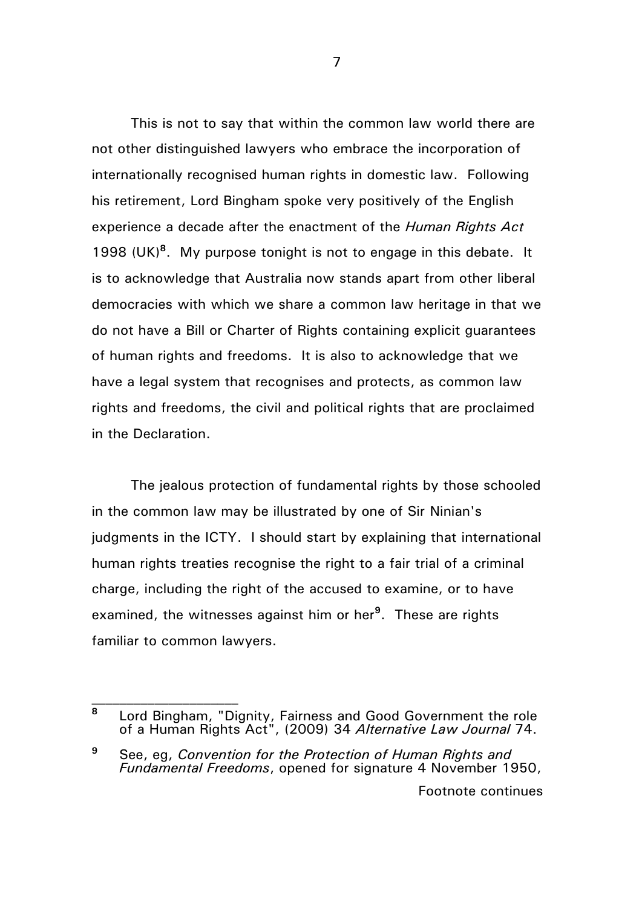This is not to say that within the common law world there are not other distinguished lawyers who embrace the incorporation of internationally recognised human rights in domestic law. Following his retirement, Lord Bingham spoke very positively of the English experience a decade after the enactment of the *Human Rights Act* 1998 (UK)[8]. My purpose tonight is not to engage in this debate. It is to acknowledge that Australia now stands apart from other liberal democracies with which we share a common law heritage in that we do not have a Bill or Charter of Rights containing explicit guarantees of human rights and freedoms. It is also to acknowledge that we have a legal system that recognises and protects, as common law rights and freedoms, the civil and political rights that are proclaimed in the Declaration.

The jealous protection of fundamental rights by those schooled in the common law may be illustrated by one of Sir Ninian's judgments in the ICTY. I should start by explaining that international human rights treaties recognise the right to a fair trial of a criminal charge, including the right of the accused to examine, or to have examined, the witnesses against him or her[9]. These are rights familiar to common lawyers.

---

[8] Lord Bingham, "Dignity, Fairness and Good Government the role of a Human Rights Act", (2009) 34 *Alternative Law Journal* 74.

[9] See, eg, *Convention for the Protection of Human Rights and Fundamental Freedoms*, opened for signature 4 November 1950,

Footnote continues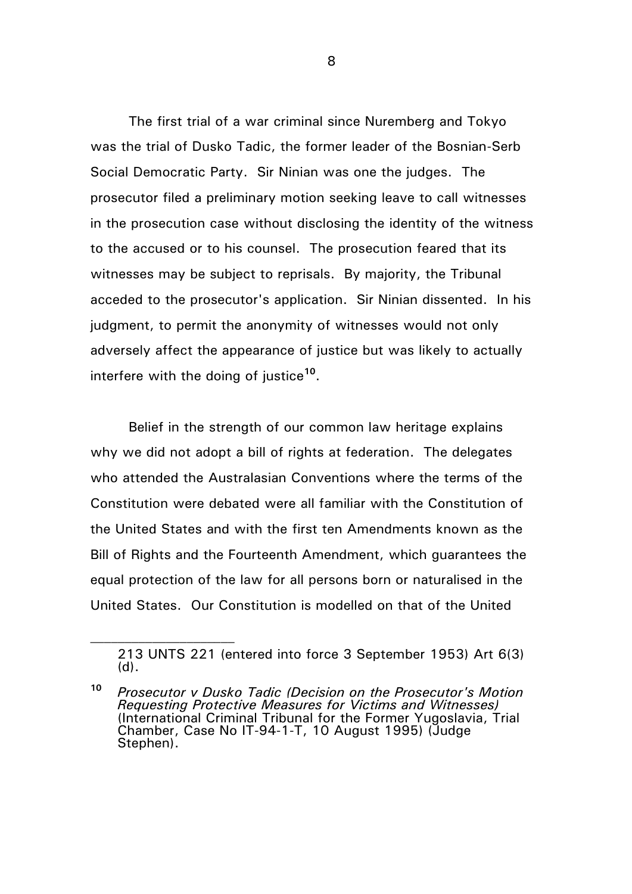The first trial of a war criminal since Nuremberg and Tokyo was the trial of Dusko Tadic, the former leader of the Bosnian-Serb Social Democratic Party. Sir Ninian was one the judges. The prosecutor filed a preliminary motion seeking leave to call witnesses in the prosecution case without disclosing the identity of the witness to the accused or to his counsel. The prosecution feared that its witnesses may be subject to reprisals. By majority, the Tribunal acceded to the prosecutor's application. Sir Ninian dissented. In his judgment, to permit the anonymity of witnesses would not only adversely affect the appearance of justice but was likely to actually interfere with the doing of justice[10].

Belief in the strength of our common law heritage explains why we did not adopt a bill of rights at federation. The delegates who attended the Australasian Conventions where the terms of the Constitution were debated were all familiar with the Constitution of the United States and with the first ten Amendments known as the Bill of Rights and the Fourteenth Amendment, which guarantees the equal protection of the law for all persons born or naturalised in the United States. Our Constitution is modelled on that of the United

---

213 UNTS 221 (entered into force 3 September 1953) Art 6(3)(d).

[10] *Prosecutor v Dusko Tadic (Decision on the Prosecutor's Motion Requesting Protective Measures for Victims and Witnesses)* (International Criminal Tribunal for the Former Yugoslavia, Trial Chamber, Case No IT-94-1-T, 10 August 1995) (Judge Stephen).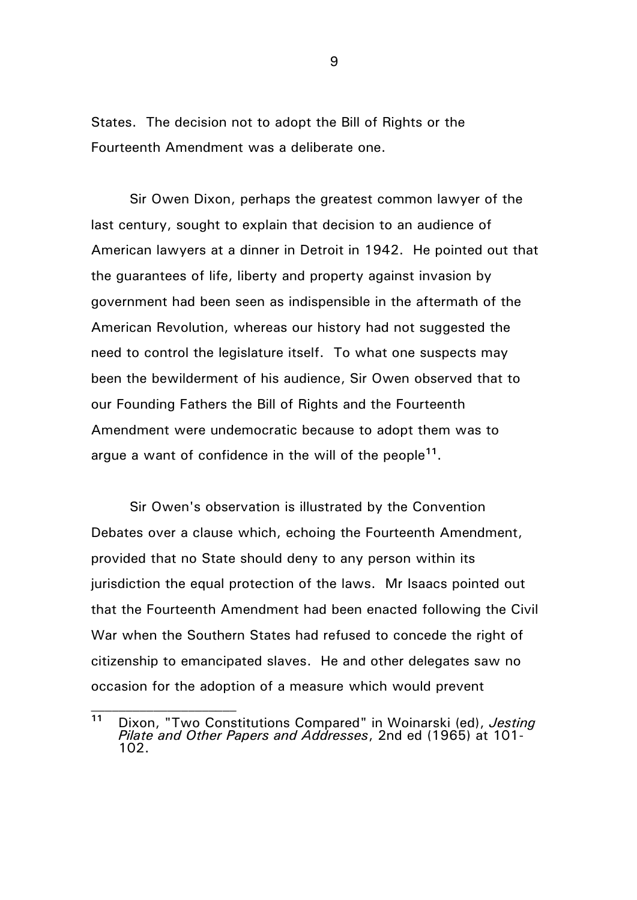States. The decision not to adopt the Bill of Rights or the Fourteenth Amendment was a deliberate one.

Sir Owen Dixon, perhaps the greatest common lawyer of the last century, sought to explain that decision to an audience of American lawyers at a dinner in Detroit in 1942. He pointed out that the guarantees of life, liberty and property against invasion by government had been seen as indispensible in the aftermath of the American Revolution, whereas our history had not suggested the need to control the legislature itself. To what one suspects may been the bewilderment of his audience, Sir Owen observed that to our Founding Fathers the Bill of Rights and the Fourteenth Amendment were undemocratic because to adopt them was to argue a want of confidence in the will of the people[11].

Sir Owen's observation is illustrated by the Convention Debates over a clause which, echoing the Fourteenth Amendment, provided that no State should deny to any person within its jurisdiction the equal protection of the laws. Mr Isaacs pointed out that the Fourteenth Amendment had been enacted following the Civil War when the Southern States had refused to concede the right of citizenship to emancipated slaves. He and other delegates saw no occasion for the adoption of a measure which would prevent

---

[11] Dixon, "Two Constitutions Compared" in Woinarski (ed), *Jesting Pilate and Other Papers and Addresses*, 2nd ed (1965) at 101-102.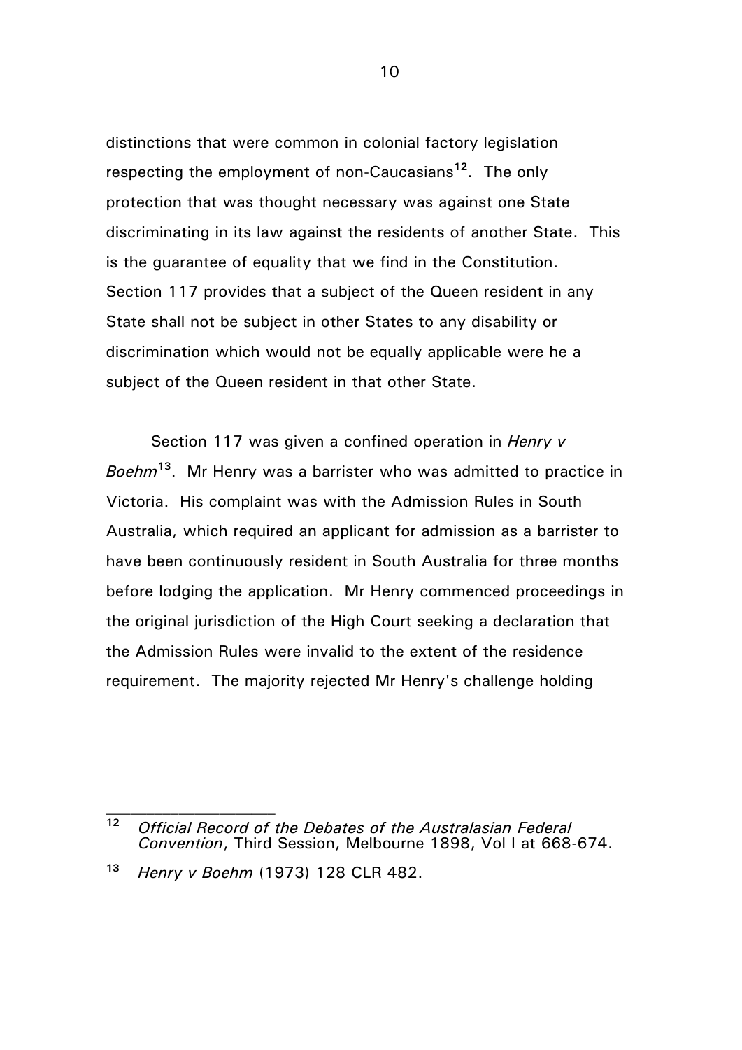distinctions that were common in colonial factory legislation respecting the employment of non-Caucasians[12]. The only protection that was thought necessary was against one State discriminating in its law against the residents of another State. This is the guarantee of equality that we find in the Constitution. Section 117 provides that a subject of the Queen resident in any State shall not be subject in other States to any disability or discrimination which would not be equally applicable were he a subject of the Queen resident in that other State.

Section 117 was given a confined operation in *Henry v Boehm*[13]. Mr Henry was a barrister who was admitted to practice in Victoria. His complaint was with the Admission Rules in South Australia, which required an applicant for admission as a barrister to have been continuously resident in South Australia for three months before lodging the application. Mr Henry commenced proceedings in the original jurisdiction of the High Court seeking a declaration that the Admission Rules were invalid to the extent of the residence requirement. The majority rejected Mr Henry's challenge holding

---

[12] *Official Record of the Debates of the Australasian Federal Convention*, Third Session, Melbourne 1898, Vol I at 668-674.

[13] *Henry v Boehm* (1973) 128 CLR 482.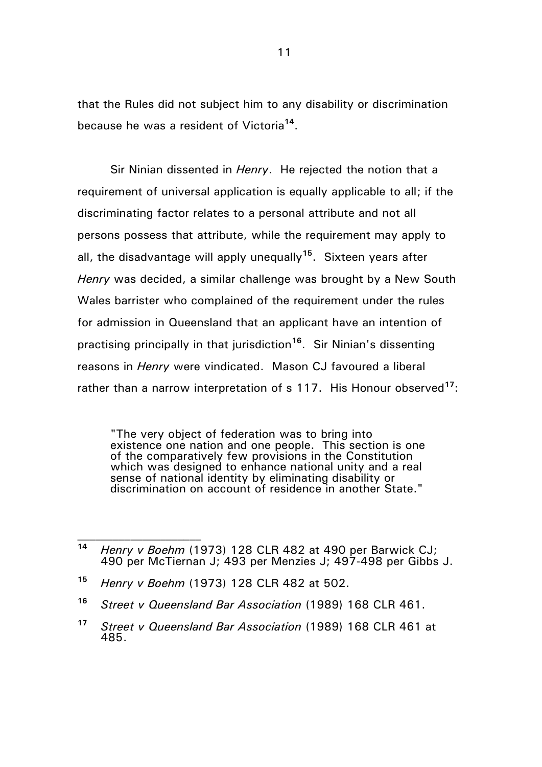that the Rules did not subject him to any disability or discrimination because he was a resident of Victoria[14].

Sir Ninian dissented in *Henry*. He rejected the notion that a requirement of universal application is equally applicable to all; if the discriminating factor relates to a personal attribute and not all persons possess that attribute, while the requirement may apply to all, the disadvantage will apply unequally[15]. Sixteen years after *Henry* was decided, a similar challenge was brought by a New South Wales barrister who complained of the requirement under the rules for admission in Queensland that an applicant have an intention of practising principally in that jurisdiction[16]. Sir Ninian's dissenting reasons in *Henry* were vindicated. Mason CJ favoured a liberal rather than a narrow interpretation of s 117. His Honour observed[17]:

> "The very object of federation was to bring into existence one nation and one people. This section is one of the comparatively few provisions in the Constitution which was designed to enhance national unity and a real sense of national identity by eliminating disability or discrimination on account of residence in another State."

---

[14] *Henry v Boehm* (1973) 128 CLR 482 at 490 per Barwick CJ; 490 per McTiernan J; 493 per Menzies J; 497-498 per Gibbs J.

[15] *Henry v Boehm* (1973) 128 CLR 482 at 502.

[16] *Street v Queensland Bar Association* (1989) 168 CLR 461.

[17] *Street v Queensland Bar Association* (1989) 168 CLR 461 at 485.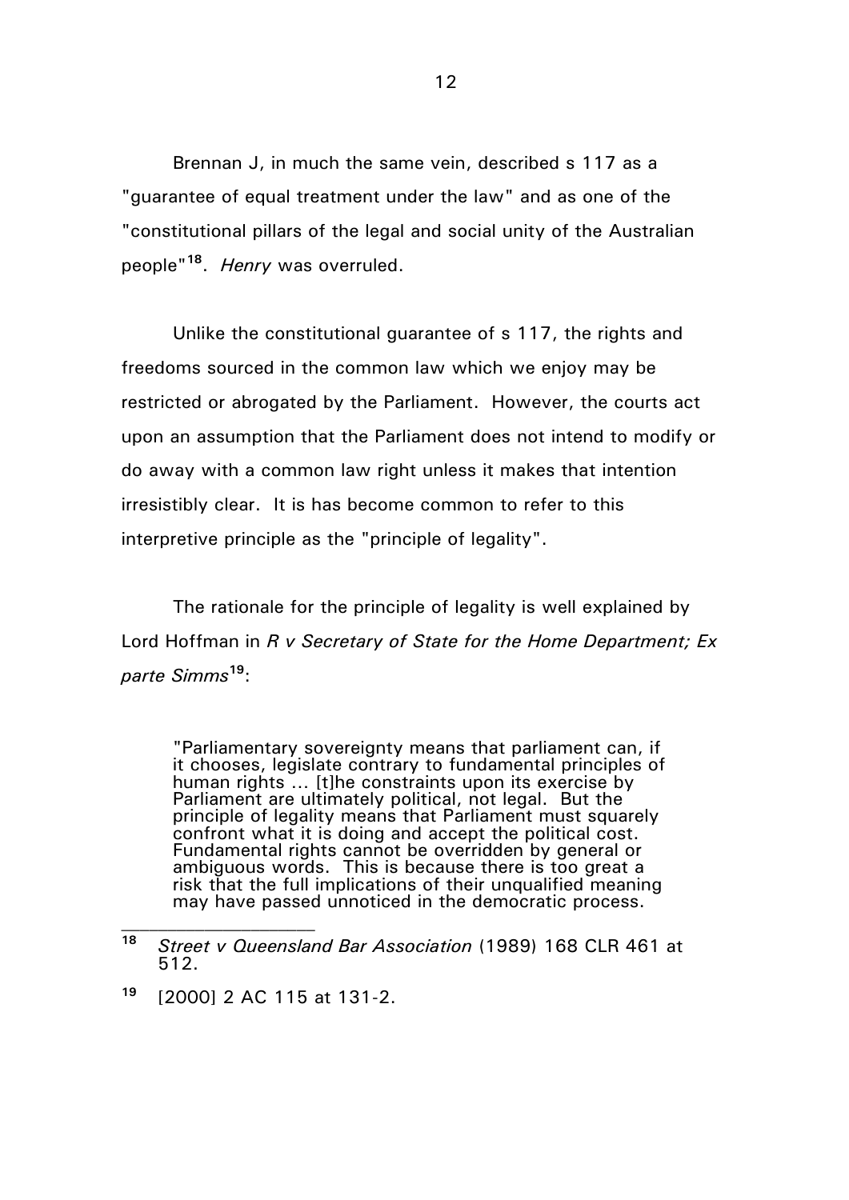Brennan J, in much the same vein, described s 117 as a "guarantee of equal treatment under the law" and as one of the "constitutional pillars of the legal and social unity of the Australian people"[18]. *Henry* was overruled.

Unlike the constitutional guarantee of s 117, the rights and freedoms sourced in the common law which we enjoy may be restricted or abrogated by the Parliament. However, the courts act upon an assumption that the Parliament does not intend to modify or do away with a common law right unless it makes that intention irresistibly clear. It is has become common to refer to this interpretive principle as the "principle of legality".

The rationale for the principle of legality is well explained by Lord Hoffman in *R v Secretary of State for the Home Department; Ex parte Simms*[19]:

> "Parliamentary sovereignty means that parliament can, if it chooses, legislate contrary to fundamental principles of human rights ... [t]he constraints upon its exercise by Parliament are ultimately political, not legal. But the principle of legality means that Parliament must squarely confront what it is doing and accept the political cost. Fundamental rights cannot be overridden by general or ambiguous words. This is because there is too great a risk that the full implications of their unqualified meaning may have passed unnoticed in the democratic process.

---

[18] *Street v Queensland Bar Association* (1989) 168 CLR 461 at 512.

[19] [2000] 2 AC 115 at 131-2.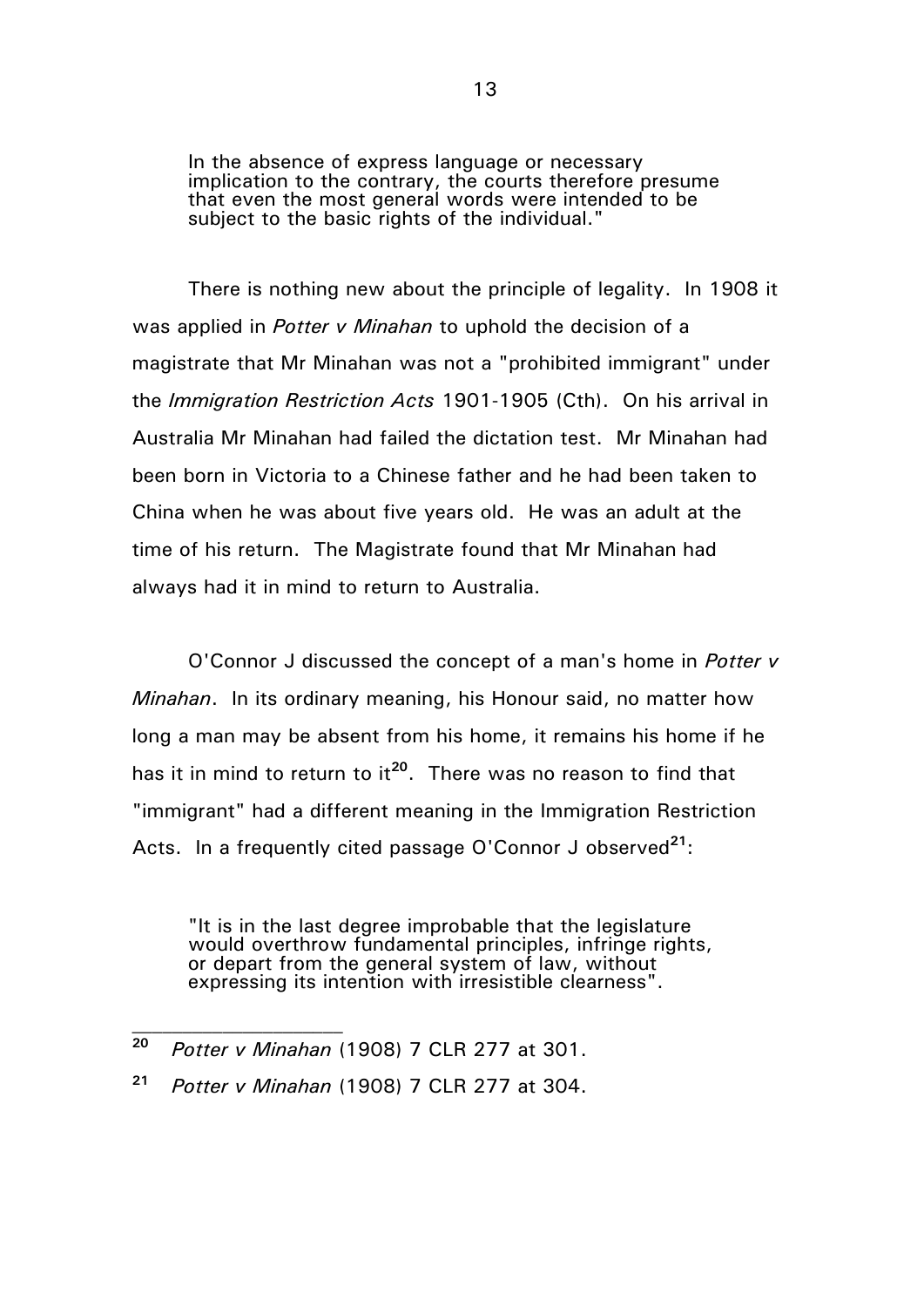> In the absence of express language or necessary implication to the contrary, the courts therefore presume that even the most general words were intended to be subject to the basic rights of the individual."

There is nothing new about the principle of legality. In 1908 it was applied in *Potter v Minahan* to uphold the decision of a magistrate that Mr Minahan was not a "prohibited immigrant" under the *Immigration Restriction Acts* 1901-1905 (Cth). On his arrival in Australia Mr Minahan had failed the dictation test. Mr Minahan had been born in Victoria to a Chinese father and he had been taken to China when he was about five years old. He was an adult at the time of his return. The Magistrate found that Mr Minahan had always had it in mind to return to Australia.

O'Connor J discussed the concept of a man's home in *Potter v Minahan*. In its ordinary meaning, his Honour said, no matter how long a man may be absent from his home, it remains his home if he has it in mind to return to it[20]. There was no reason to find that "immigrant" had a different meaning in the Immigration Restriction Acts. In a frequently cited passage O'Connor J observed[21]:

> "It is in the last degree improbable that the legislature would overthrow fundamental principles, infringe rights, or depart from the general system of law, without expressing its intention with irresistible clearness".

---

[20] *Potter v Minahan* (1908) 7 CLR 277 at 301.

[21] *Potter v Minahan* (1908) 7 CLR 277 at 304.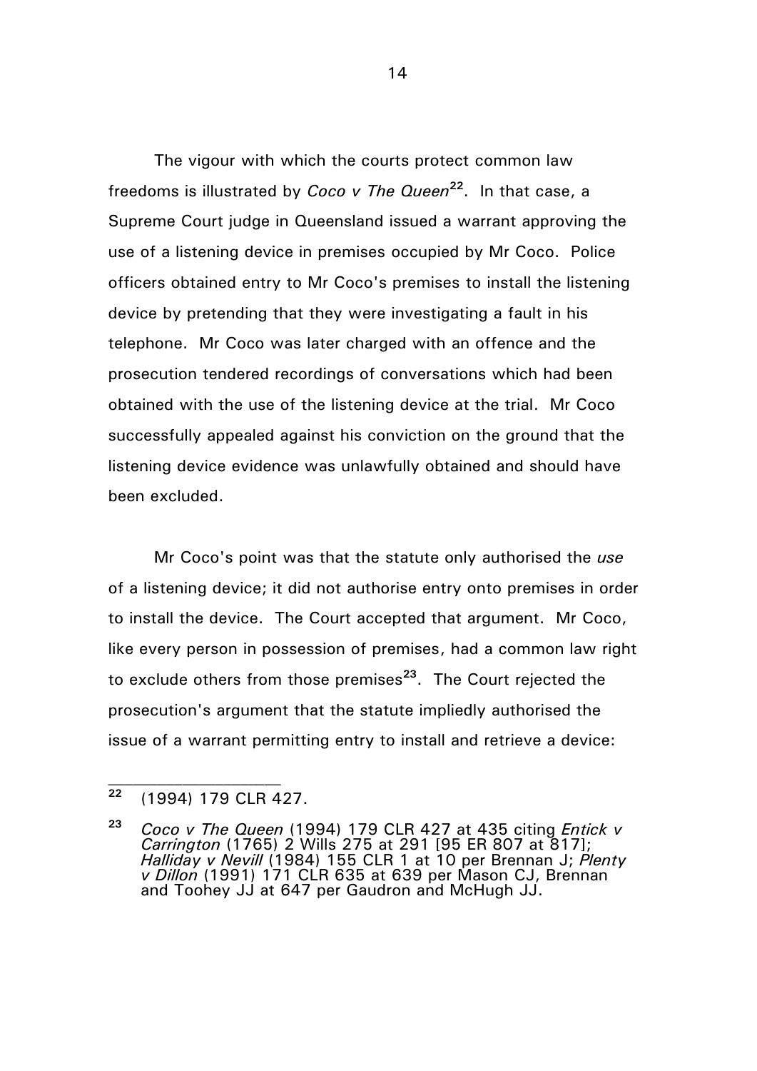The vigour with which the courts protect common law freedoms is illustrated by *Coco v The Queen*[22]. In that case, a Supreme Court judge in Queensland issued a warrant approving the use of a listening device in premises occupied by Mr Coco. Police officers obtained entry to Mr Coco's premises to install the listening device by pretending that they were investigating a fault in his telephone. Mr Coco was later charged with an offence and the prosecution tendered recordings of conversations which had been obtained with the use of the listening device at the trial. Mr Coco successfully appealed against his conviction on the ground that the listening device evidence was unlawfully obtained and should have been excluded.

Mr Coco's point was that the statute only authorised the *use* of a listening device; it did not authorise entry onto premises in order to install the device. The Court accepted that argument. Mr Coco, like every person in possession of premises, had a common law right to exclude others from those premises[23]. The Court rejected the prosecution's argument that the statute impliedly authorised the issue of a warrant permitting entry to install and retrieve a device:

---

[22] (1994) 179 CLR 427.

[23] *Coco v The Queen* (1994) 179 CLR 427 at 435 citing *Entick v Carrington* (1765) 2 Wils 275 at 291 [95 ER 807 at 817]; *Halliday v Nevill* (1984) 155 CLR 1 at 10 per Brennan J; *Plenty v Dillon* (1991) 171 CLR 635 at 639 per Mason CJ, Brennan and Toohey JJ at 647 per Gaudron and McHugh JJ.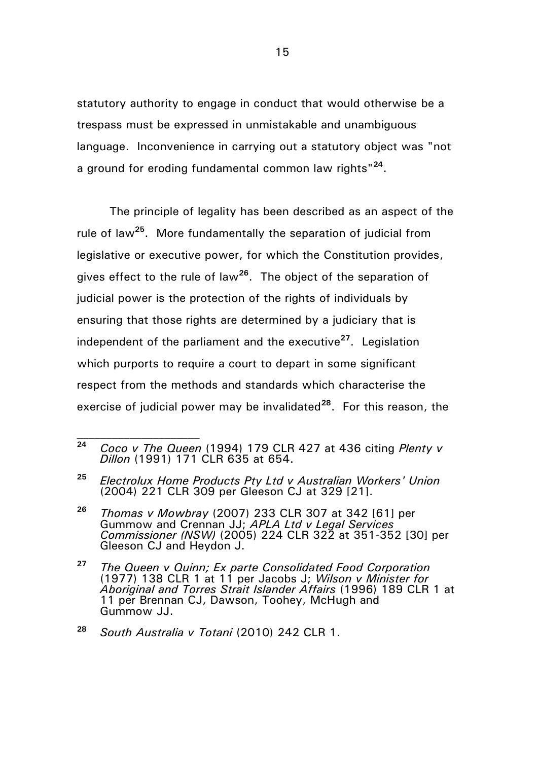statutory authority to engage in conduct that would otherwise be a trespass must be expressed in unmistakable and unambiguous language. Inconvenience in carrying out a statutory object was "not a ground for eroding fundamental common law rights"[24].

The principle of legality has been described as an aspect of the rule of law[25]. More fundamentally the separation of judicial from legislative or executive power, for which the Constitution provides, gives effect to the rule of law[26]. The object of the separation of judicial power is the protection of the rights of individuals by ensuring that those rights are determined by a judiciary that is independent of the parliament and the executive[27]. Legislation which purports to require a court to depart in some significant respect from the methods and standards which characterise the exercise of judicial power may be invalidated[28]. For this reason, the

---

[24] *Coco v The Queen* (1994) 179 CLR 427 at 436 citing *Plenty v Dillon* (1991) 171 CLR 635 at 654.

[25] *Electrolux Home Products Pty Ltd v Australian Workers' Union* (2004) 221 CLR 309 per Gleeson CJ at 329 [21].

[26] *Thomas v Mowbray* (2007) 233 CLR 307 at 342 [61] per Gummow and Crennan JJ; *APLA Ltd v Legal Services Commissioner (NSW)* (2005) 224 CLR 322 at 351-352 [30] per Gleeson CJ and Heydon J.

[27] *The Queen v Quinn; Ex parte Consolidated Food Corporation* (1977) 138 CLR 1 at 11 per Jacobs J; *Wilson v Minister for Aboriginal and Torres Strait Islander Affairs* (1996) 189 CLR 1 at 11 per Brennan CJ, Dawson, Toohey, McHugh and Gummow JJ.

[28] *South Australia v Totani* (2010) 242 CLR 1.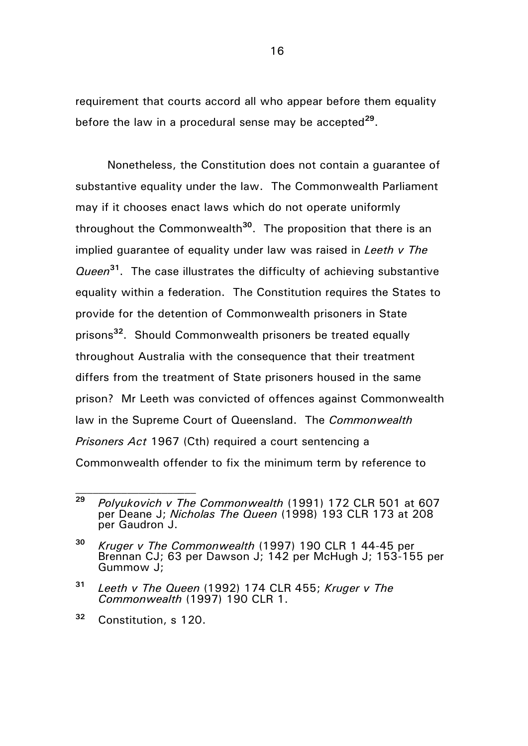requirement that courts accord all who appear before them equality before the law in a procedural sense may be accepted[29].

Nonetheless, the Constitution does not contain a guarantee of substantive equality under the law. The Commonwealth Parliament may if it chooses enact laws which do not operate uniformly throughout the Commonwealth[30]. The proposition that there is an implied guarantee of equality under law was raised in *Leeth v The Queen*[31]. The case illustrates the difficulty of achieving substantive equality within a federation. The Constitution requires the States to provide for the detention of Commonwealth prisoners in State prisons[32]. Should Commonwealth prisoners be treated equally throughout Australia with the consequence that their treatment differs from the treatment of State prisoners housed in the same prison? Mr Leeth was convicted of offences against Commonwealth law in the Supreme Court of Queensland. The *Commonwealth Prisoners Act* 1967 (Cth) required a court sentencing a Commonwealth offender to fix the minimum term by reference to

---

[29] *Polyukovich v The Commonwealth* (1991) 172 CLR 501 at 607 per Deane J; *Nicholas The Queen* (1998) 193 CLR 173 at 208 per Gaudron J.

[30] *Kruger v The Commonwealth* (1997) 190 CLR 1 44-45 per Brennan CJ; 63 per Dawson J; 142 per McHugh J; 153-155 per Gummow J;

[31] *Leeth v The Queen* (1992) 174 CLR 455; *Kruger v The Commonwealth* (1997) 190 CLR 1.

[32] Constitution, s 120.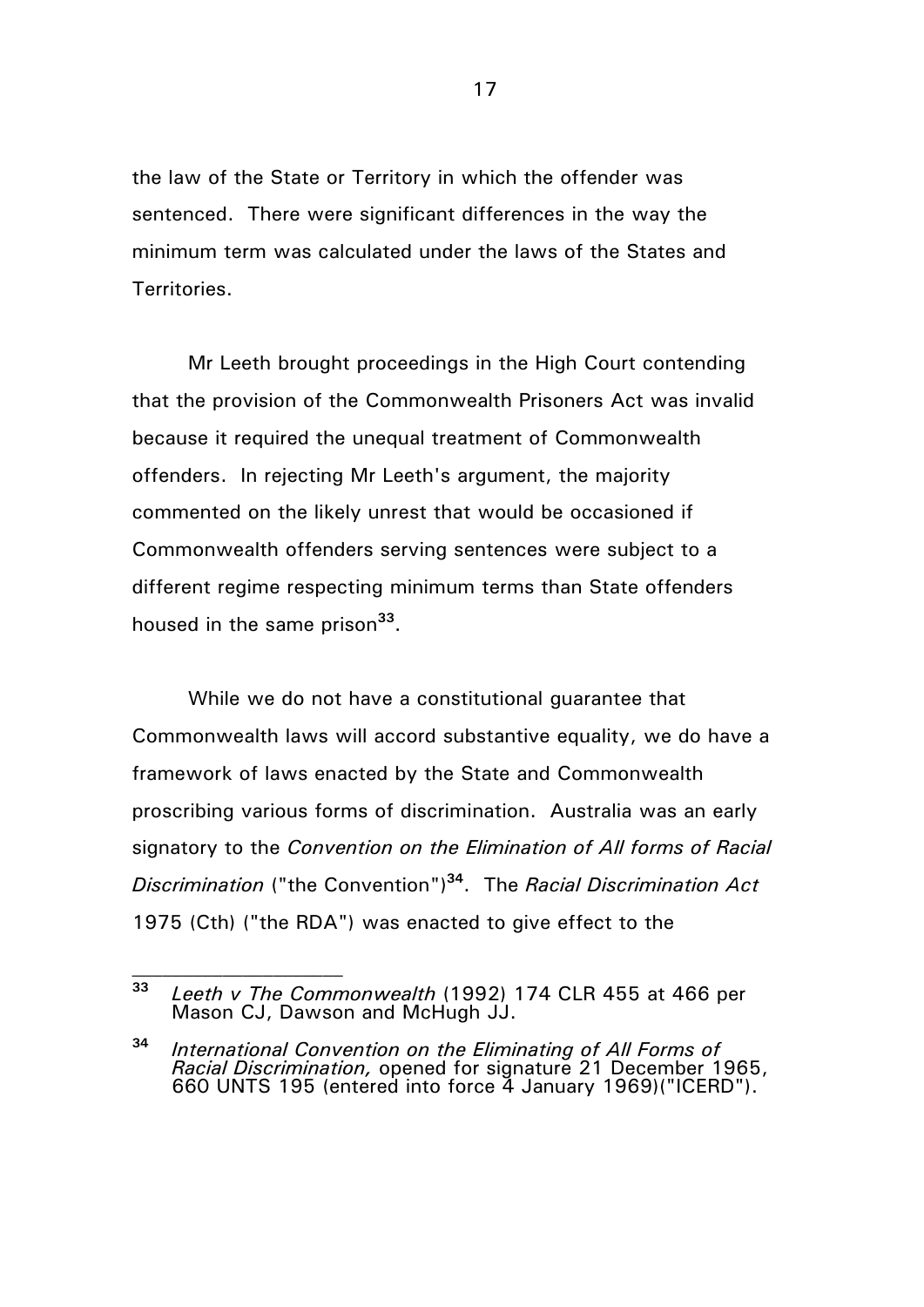the law of the State or Territory in which the offender was sentenced. There were significant differences in the way the minimum term was calculated under the laws of the States and Territories.

Mr Leeth brought proceedings in the High Court contending that the provision of the Commonwealth Prisoners Act was invalid because it required the unequal treatment of Commonwealth offenders. In rejecting Mr Leeth's argument, the majority commented on the likely unrest that would be occasioned if Commonwealth offenders serving sentences were subject to a different regime respecting minimum terms than State offenders housed in the same prison[33].

While we do not have a constitutional guarantee that Commonwealth laws will accord substantive equality, we do have a framework of laws enacted by the State and Commonwealth proscribing various forms of discrimination. Australia was an early signatory to the *Convention on the Elimination of All forms of Racial Discrimination* ("the Convention")[34]. The *Racial Discrimination Act* 1975 (Cth) ("the RDA") was enacted to give effect to the

---

[33] *Leeth v The Commonwealth* (1992) 174 CLR 455 at 466 per Mason CJ, Dawson and McHugh JJ.

[34] *International Convention on the Eliminating of All Forms of Racial Discrimination,* opened for signature 21 December 1965, 660 UNTS 195 (entered into force 4 January 1969)("ICERD").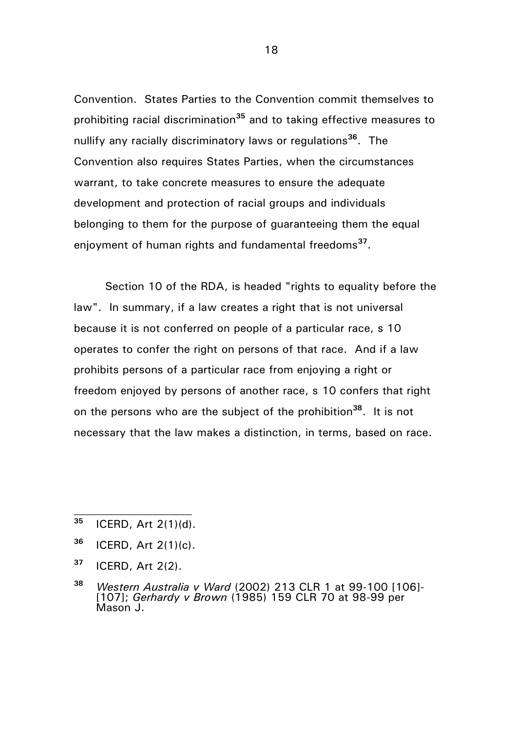Convention. States Parties to the Convention commit themselves to prohibiting racial discrimination[35] and to taking effective measures to nullify any racially discriminatory laws or regulations[36]. The Convention also requires States Parties, when the circumstances warrant, to take concrete measures to ensure the adequate development and protection of racial groups and individuals belonging to them for the purpose of guaranteeing them the equal enjoyment of human rights and fundamental freedoms[37].

Section 10 of the RDA, is headed "rights to equality before the law". In summary, if a law creates a right that is not universal because it is not conferred on people of a particular race, s 10 operates to confer the right on persons of that race. And if a law prohibits persons of a particular race from enjoying a right or freedom enjoyed by persons of another race, s 10 confers that right on the persons who are the subject of the prohibition[38]. It is not necessary that the law makes a distinction, in terms, based on race.

---

[35] ICERD, Art 2(1)(d).

[36] ICERD, Art 2(1)(c).

[37] ICERD, Art 2(2).

[38] *Western Australia v Ward* (2002) 213 CLR 1 at 99-100 [106]-[107]; *Gerhardy v Brown* (1985) 159 CLR 70 at 98-99 per Mason J.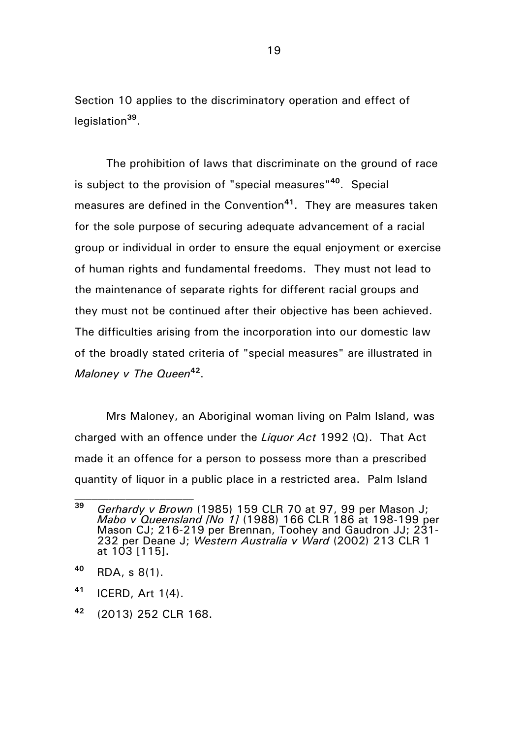Section 10 applies to the discriminatory operation and effect of legislation[39].

The prohibition of laws that discriminate on the ground of race is subject to the provision of "special measures"[40]. Special measures are defined in the Convention[41]. They are measures taken for the sole purpose of securing adequate advancement of a racial group or individual in order to ensure the equal enjoyment or exercise of human rights and fundamental freedoms. They must not lead to the maintenance of separate rights for different racial groups and they must not be continued after their objective has been achieved. The difficulties arising from the incorporation into our domestic law of the broadly stated criteria of "special measures" are illustrated in *Maloney v The Queen*[42].

Mrs Maloney, an Aboriginal woman living on Palm Island, was charged with an offence under the *Liquor Act* 1992 (Q). That Act made it an offence for a person to possess more than a prescribed quantity of liquor in a public place in a restricted area. Palm Island

---

[39] *Gerhardy v Brown* (1985) 159 CLR 70 at 97, 99 per Mason J; *Mabo v Queensland [No 1]* (1988) 166 CLR 186 at 198-199 per Mason CJ; 216-219 per Brennan, Toohey and Gaudron JJ; 231-232 per Deane J; *Western Australia v Ward* (2002) 213 CLR 1 at 103 [115].

[40] RDA, s 8(1).

[41] ICERD, Art 1(4).

[42] (2013) 252 CLR 168.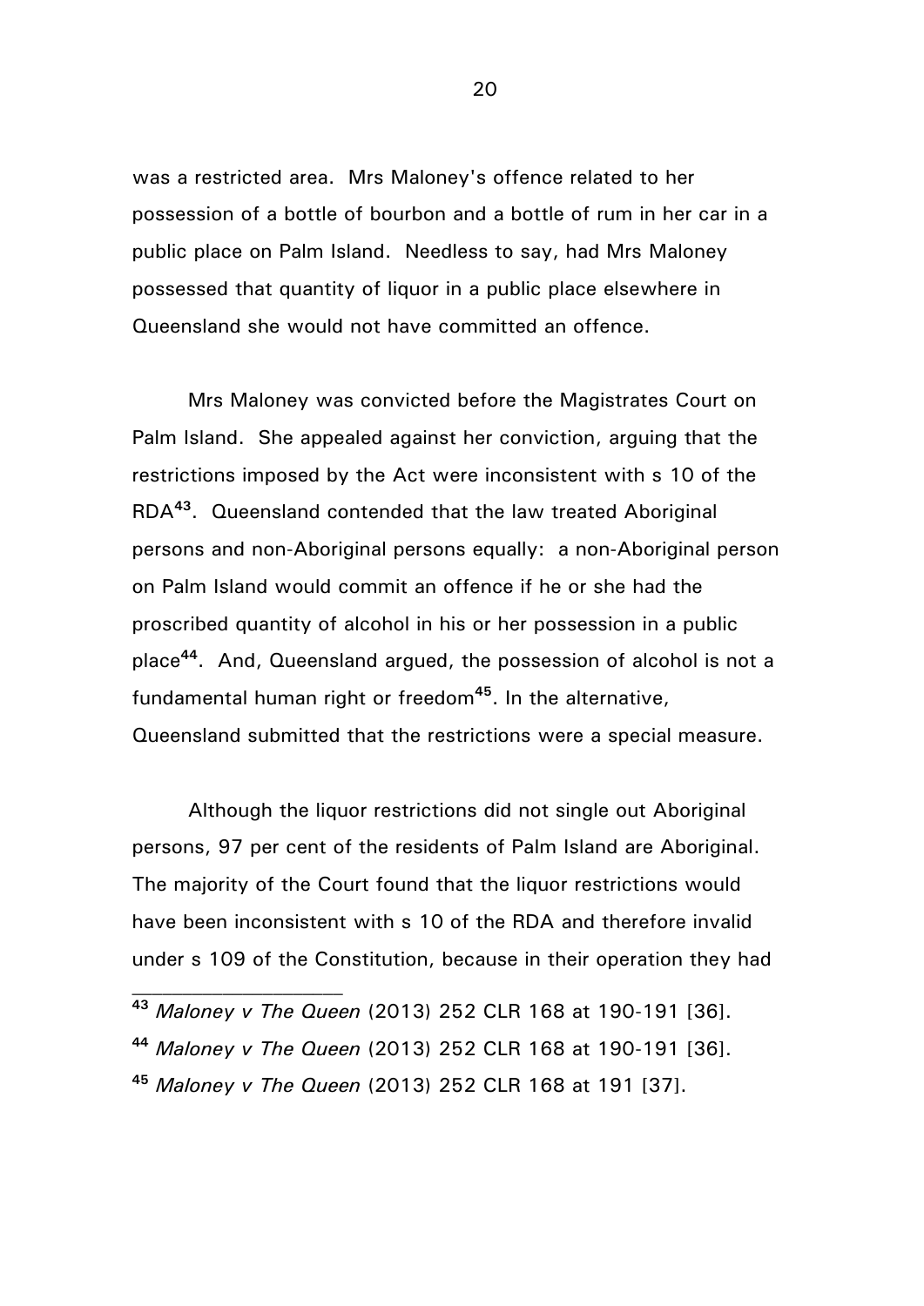was a restricted area. Mrs Maloney's offence related to her possession of a bottle of bourbon and a bottle of rum in her car in a public place on Palm Island. Needless to say, had Mrs Maloney possessed that quantity of liquor in a public place elsewhere in Queensland she would not have committed an offence.

Mrs Maloney was convicted before the Magistrates Court on Palm Island. She appealed against her conviction, arguing that the restrictions imposed by the Act were inconsistent with s 10 of the RDA[43]. Queensland contended that the law treated Aboriginal persons and non-Aboriginal persons equally: a non-Aboriginal person on Palm Island would commit an offence if he or she had the proscribed quantity of alcohol in his or her possession in a public place[44]. And, Queensland argued, the possession of alcohol is not a fundamental human right or freedom[45]. In the alternative, Queensland submitted that the restrictions were a special measure.

Although the liquor restrictions did not single out Aboriginal persons, 97 per cent of the residents of Palm Island are Aboriginal. The majority of the Court found that the liquor restrictions would have been inconsistent with s 10 of the RDA and therefore invalid under s 109 of the Constitution, because in their operation they had

---

[43] *Maloney v The Queen* (2013) 252 CLR 168 at 190-191 [36].

[44] *Maloney v The Queen* (2013) 252 CLR 168 at 190-191 [36].

[45] *Maloney v The Queen* (2013) 252 CLR 168 at 191 [37].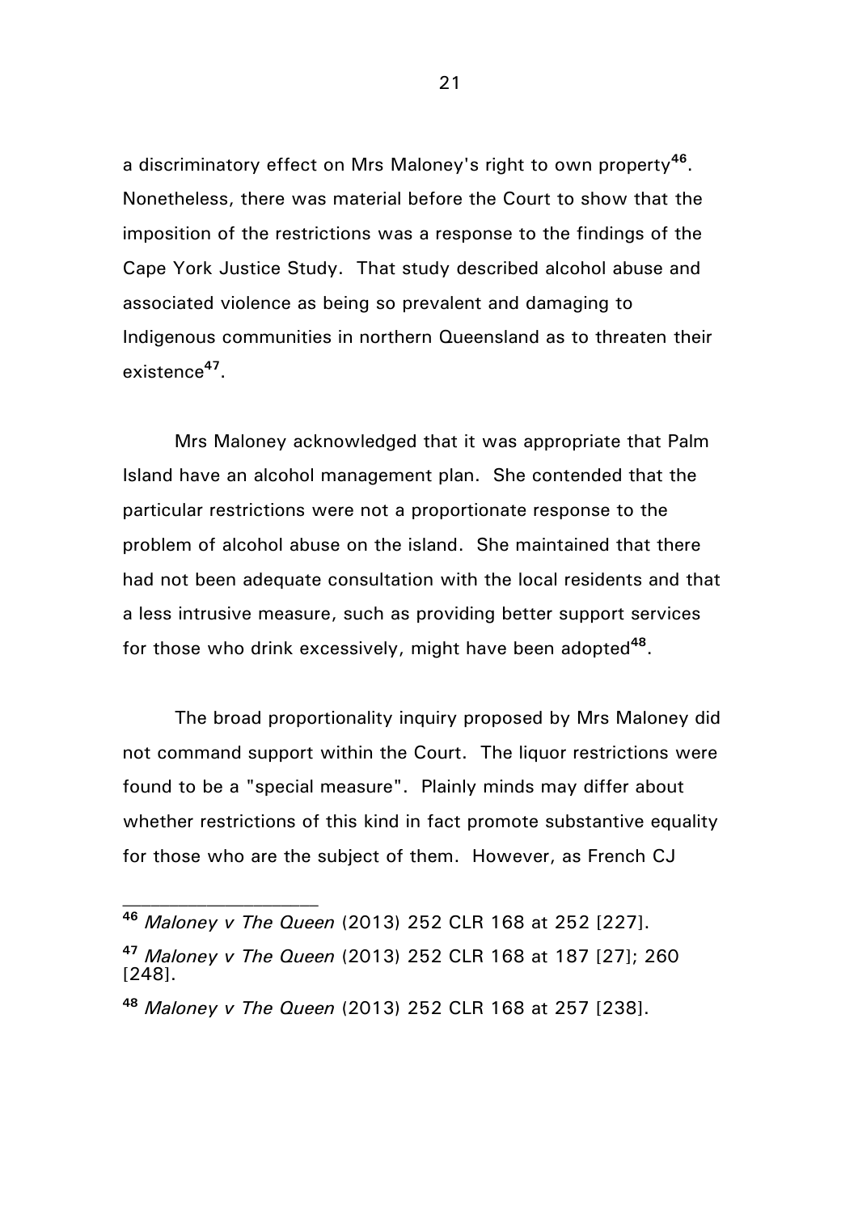a discriminatory effect on Mrs Maloney's right to own property[46]. Nonetheless, there was material before the Court to show that the imposition of the restrictions was a response to the findings of the Cape York Justice Study. That study described alcohol abuse and associated violence as being so prevalent and damaging to Indigenous communities in northern Queensland as to threaten their existence[47].

Mrs Maloney acknowledged that it was appropriate that Palm Island have an alcohol management plan. She contended that the particular restrictions were not a proportionate response to the problem of alcohol abuse on the island. She maintained that there had not been adequate consultation with the local residents and that a less intrusive measure, such as providing better support services for those who drink excessively, might have been adopted[48].

The broad proportionality inquiry proposed by Mrs Maloney did not command support within the Court. The liquor restrictions were found to be a "special measure". Plainly minds may differ about whether restrictions of this kind in fact promote substantive equality for those who are the subject of them. However, as French CJ

---

[46] *Maloney v The Queen* (2013) 252 CLR 168 at 252 [227].

[47] *Maloney v The Queen* (2013) 252 CLR 168 at 187 [27]; 260 [248].

[48] *Maloney v The Queen* (2013) 252 CLR 168 at 257 [238].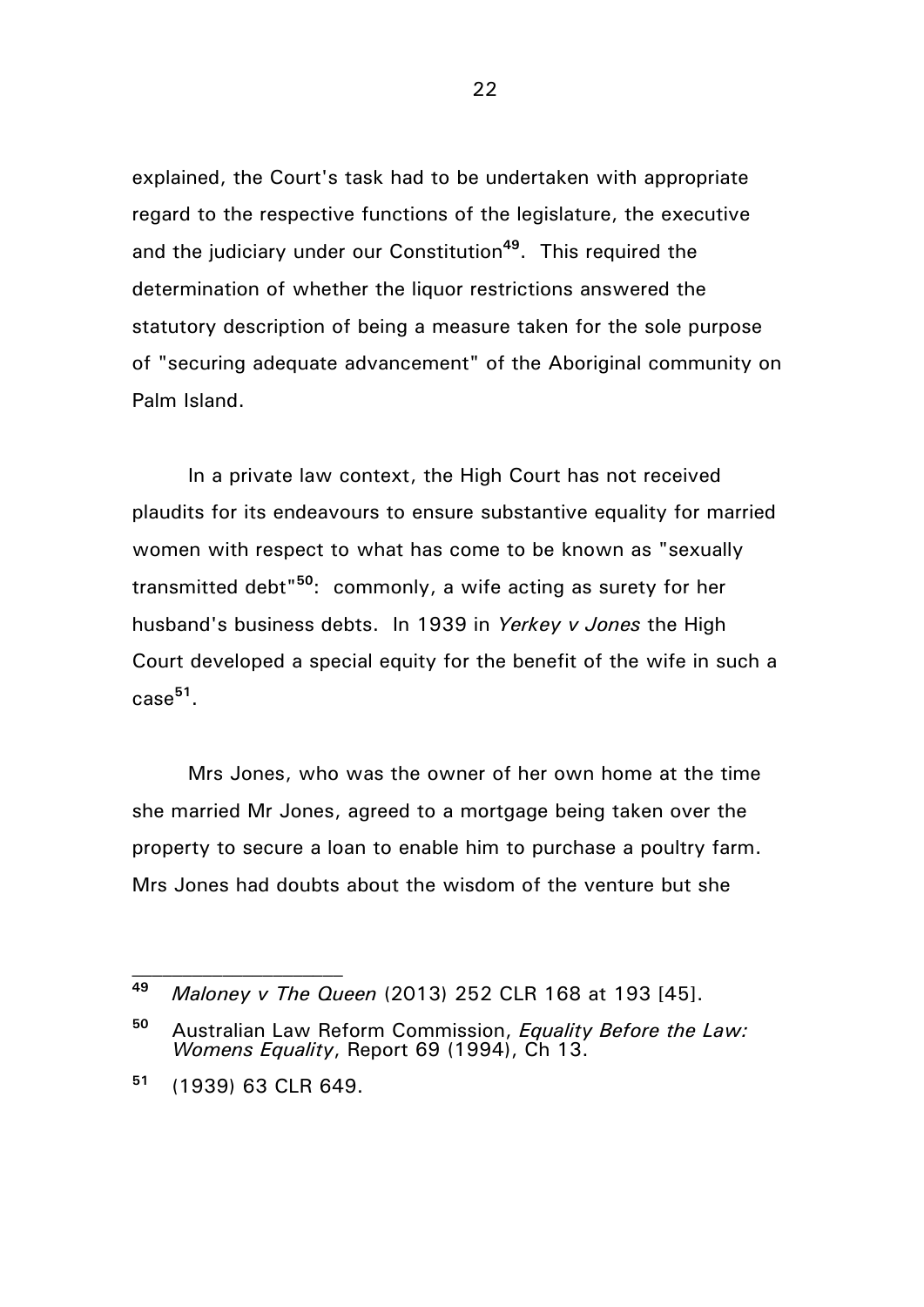explained, the Court's task had to be undertaken with appropriate regard to the respective functions of the legislature, the executive and the judiciary under our Constitution[49]. This required the determination of whether the liquor restrictions answered the statutory description of being a measure taken for the sole purpose of "securing adequate advancement" of the Aboriginal community on Palm Island.

In a private law context, the High Court has not received plaudits for its endeavours to ensure substantive equality for married women with respect to what has come to be known as "sexually transmitted debt"[50]: commonly, a wife acting as surety for her husband's business debts. In 1939 in *Yerkey v Jones* the High Court developed a special equity for the benefit of the wife in such a case[51].

Mrs Jones, who was the owner of her own home at the time she married Mr Jones, agreed to a mortgage being taken over the property to secure a loan to enable him to purchase a poultry farm. Mrs Jones had doubts about the wisdom of the venture but she

---

[49] *Maloney v The Queen* (2013) 252 CLR 168 at 193 [45].

[50] Australian Law Reform Commission, *Equality Before the Law: Womens Equality*, Report 69 (1994), Ch 13.

[51] (1939) 63 CLR 649.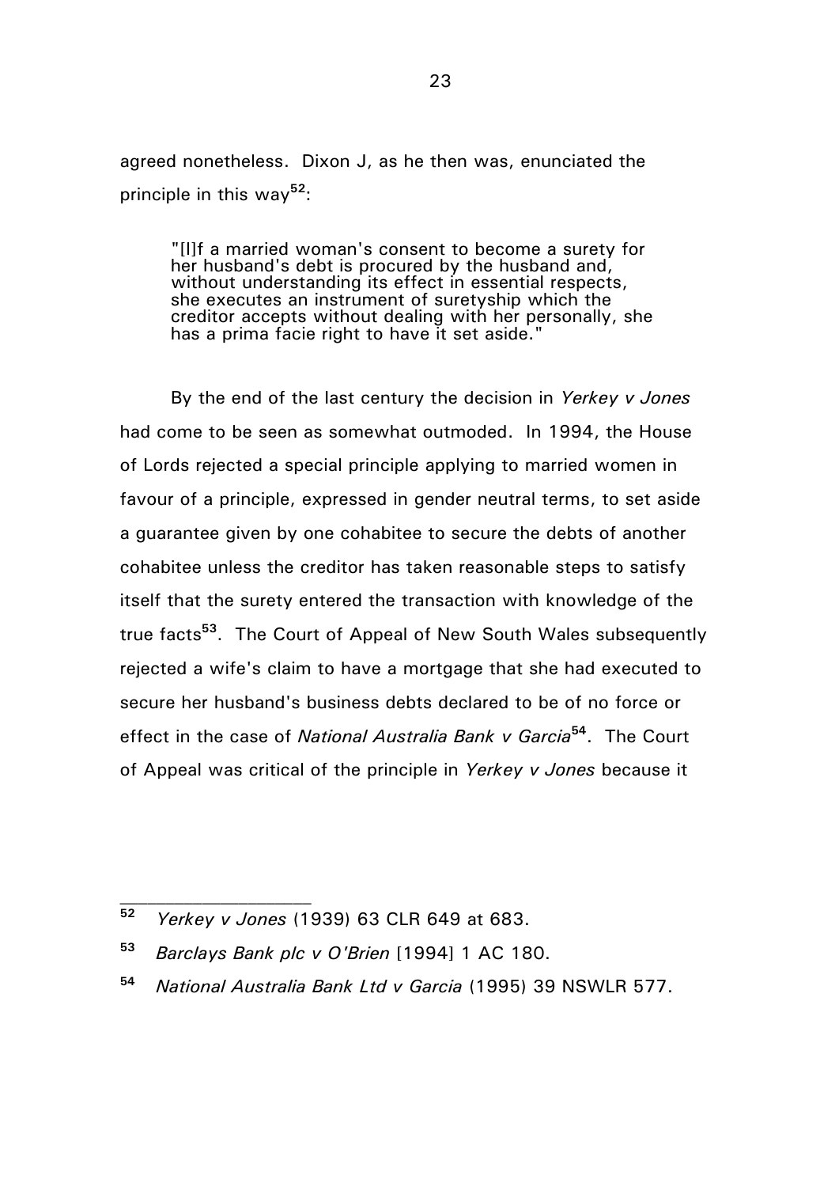agreed nonetheless. Dixon J, as he then was, enunciated the principle in this way[52]:

> "[I]f a married woman's consent to become a surety for her husband's debt is procured by the husband and, without understanding its effect in essential respects, she executes an instrument of suretyship which the creditor accepts without dealing with her personally, she has a prima facie right to have it set aside."

By the end of the last century the decision in *Yerkey v Jones* had come to be seen as somewhat outmoded. In 1994, the House of Lords rejected a special principle applying to married women in favour of a principle, expressed in gender neutral terms, to set aside a guarantee given by one cohabitee to secure the debts of another cohabitee unless the creditor has taken reasonable steps to satisfy itself that the surety entered the transaction with knowledge of the true facts[53]. The Court of Appeal of New South Wales subsequently rejected a wife's claim to have a mortgage that she had executed to secure her husband's business debts declared to be of no force or effect in the case of *National Australia Bank v Garcia*[54]. The Court of Appeal was critical of the principle in *Yerkey v Jones* because it

---

[52] *Yerkey v Jones* (1939) 63 CLR 649 at 683.

[53] *Barclays Bank plc v O'Brien* [1994] 1 AC 180.

[54] *National Australia Bank Ltd v Garcia* (1995) 39 NSWLR 577.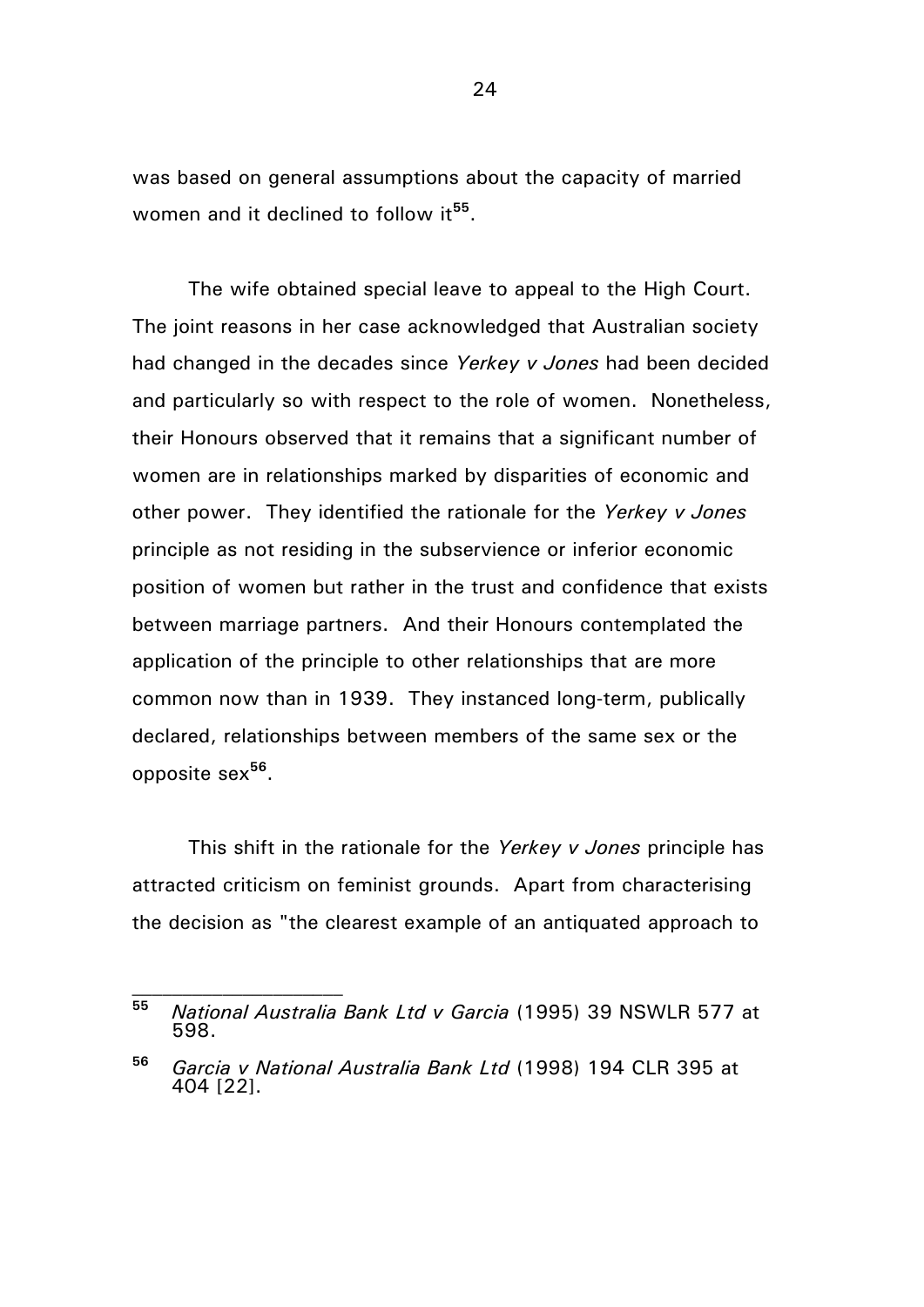was based on general assumptions about the capacity of married women and it declined to follow it[55].

The wife obtained special leave to appeal to the High Court. The joint reasons in her case acknowledged that Australian society had changed in the decades since *Yerkey v Jones* had been decided and particularly so with respect to the role of women. Nonetheless, their Honours observed that it remains that a significant number of women are in relationships marked by disparities of economic and other power. They identified the rationale for the *Yerkey v Jones* principle as not residing in the subservience or inferior economic position of women but rather in the trust and confidence that exists between marriage partners. And their Honours contemplated the application of the principle to other relationships that are more common now than in 1939. They instanced long-term, publically declared, relationships between members of the same sex or the opposite sex[56].

This shift in the rationale for the *Yerkey v Jones* principle has attracted criticism on feminist grounds. Apart from characterising the decision as "the clearest example of an antiquated approach to

---

[55] *National Australia Bank Ltd v Garcia* (1995) 39 NSWLR 577 at 598.

[56] *Garcia v National Australia Bank Ltd* (1998) 194 CLR 395 at 404 [22].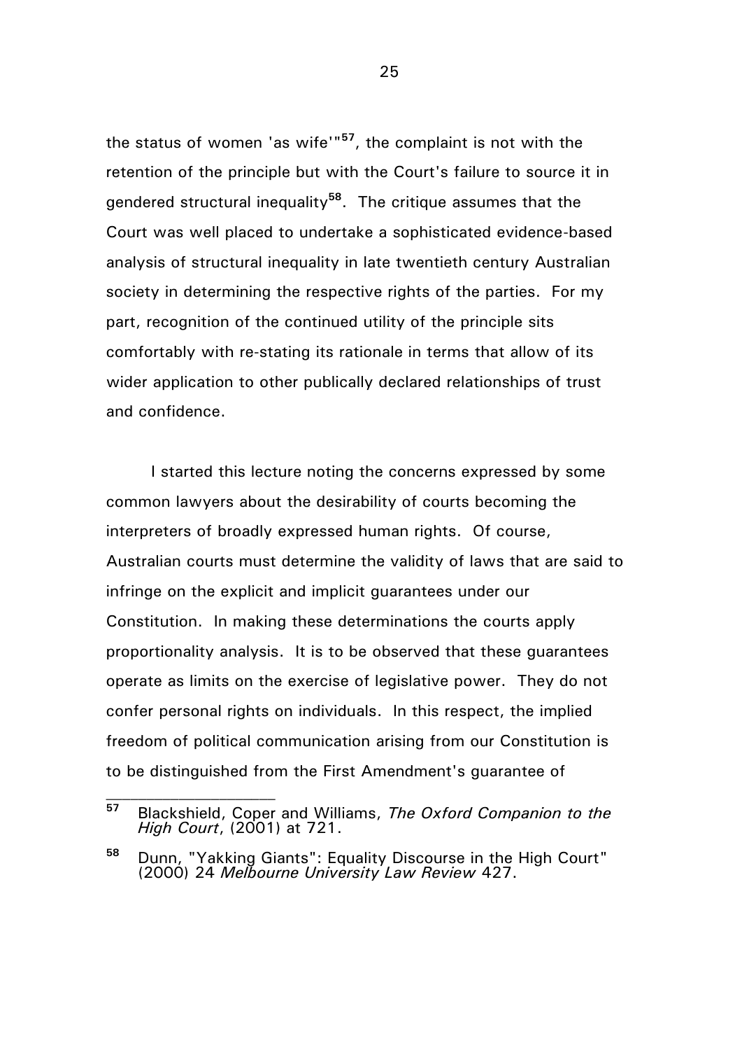the status of women 'as wife'"[57], the complaint is not with the retention of the principle but with the Court's failure to source it in gendered structural inequality[58]. The critique assumes that the Court was well placed to undertake a sophisticated evidence-based analysis of structural inequality in late twentieth century Australian society in determining the respective rights of the parties. For my part, recognition of the continued utility of the principle sits comfortably with re-stating its rationale in terms that allow of its wider application to other publically declared relationships of trust and confidence.

I started this lecture noting the concerns expressed by some common lawyers about the desirability of courts becoming the interpreters of broadly expressed human rights. Of course, Australian courts must determine the validity of laws that are said to infringe on the explicit and implicit guarantees under our Constitution. In making these determinations the courts apply proportionality analysis. It is to be observed that these guarantees operate as limits on the exercise of legislative power. They do not confer personal rights on individuals. In this respect, the implied freedom of political communication arising from our Constitution is to be distinguished from the First Amendment's guarantee of

---

[57] Blackshield, Coper and Williams, *The Oxford Companion to the High Court*, (2001) at 721.

[58] Dunn, "Yakking Giants": Equality Discourse in the High Court" (2000) 24 *Melbourne University Law Review* 427.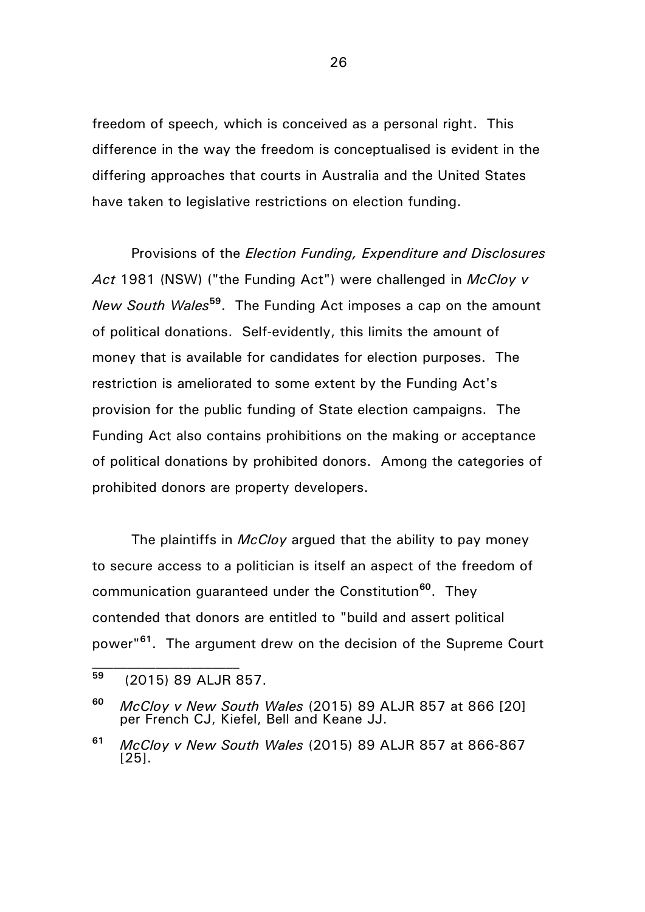freedom of speech, which is conceived as a personal right. This difference in the way the freedom is conceptualised is evident in the differing approaches that courts in Australia and the United States have taken to legislative restrictions on election funding.

Provisions of the *Election Funding, Expenditure and Disclosures Act* 1981 (NSW) ("the Funding Act") were challenged in *McCloy v New South Wales*[59]. The Funding Act imposes a cap on the amount of political donations. Self-evidently, this limits the amount of money that is available for candidates for election purposes. The restriction is ameliorated to some extent by the Funding Act's provision for the public funding of State election campaigns. The Funding Act also contains prohibitions on the making or acceptance of political donations by prohibited donors. Among the categories of prohibited donors are property developers.

The plaintiffs in *McCloy* argued that the ability to pay money to secure access to a politician is itself an aspect of the freedom of communication guaranteed under the Constitution[60]. They contended that donors are entitled to "build and assert political power"[61]. The argument drew on the decision of the Supreme Court

---

[59] (2015) 89 ALJR 857.

[60] *McCloy v New South Wales* (2015) 89 ALJR 857 at 866 [20] per French CJ, Kiefel, Bell and Keane JJ.

[61] *McCloy v New South Wales* (2015) 89 ALJR 857 at 866-867 [25].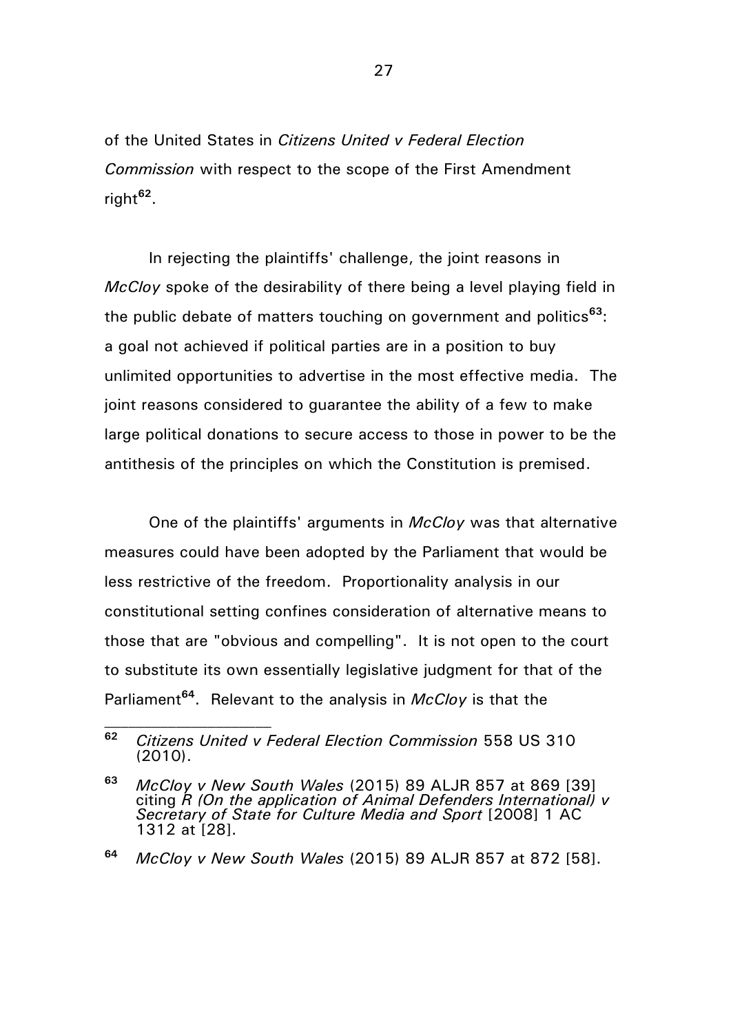of the United States in *Citizens United v Federal Election Commission* with respect to the scope of the First Amendment right[62].

In rejecting the plaintiffs' challenge, the joint reasons in *McCloy* spoke of the desirability of there being a level playing field in the public debate of matters touching on government and politics[63]: a goal not achieved if political parties are in a position to buy unlimited opportunities to advertise in the most effective media. The joint reasons considered to guarantee the ability of a few to make large political donations to secure access to those in power to be the antithesis of the principles on which the Constitution is premised.

One of the plaintiffs' arguments in *McCloy* was that alternative measures could have been adopted by the Parliament that would be less restrictive of the freedom. Proportionality analysis in our constitutional setting confines consideration of alternative means to those that are "obvious and compelling". It is not open to the court to substitute its own essentially legislative judgment for that of the Parliament[64]. Relevant to the analysis in *McCloy* is that the

---

[62] *Citizens United v Federal Election Commission* 558 US 310 (2010).

[63] *McCloy v New South Wales* (2015) 89 ALJR 857 at 869 [39] citing *R (On the application of Animal Defenders International) v Secretary of State for Culture Media and Sport* [2008] 1 AC 1312 at [28].

[64] *McCloy v New South Wales* (2015) 89 ALJR 857 at 872 [58].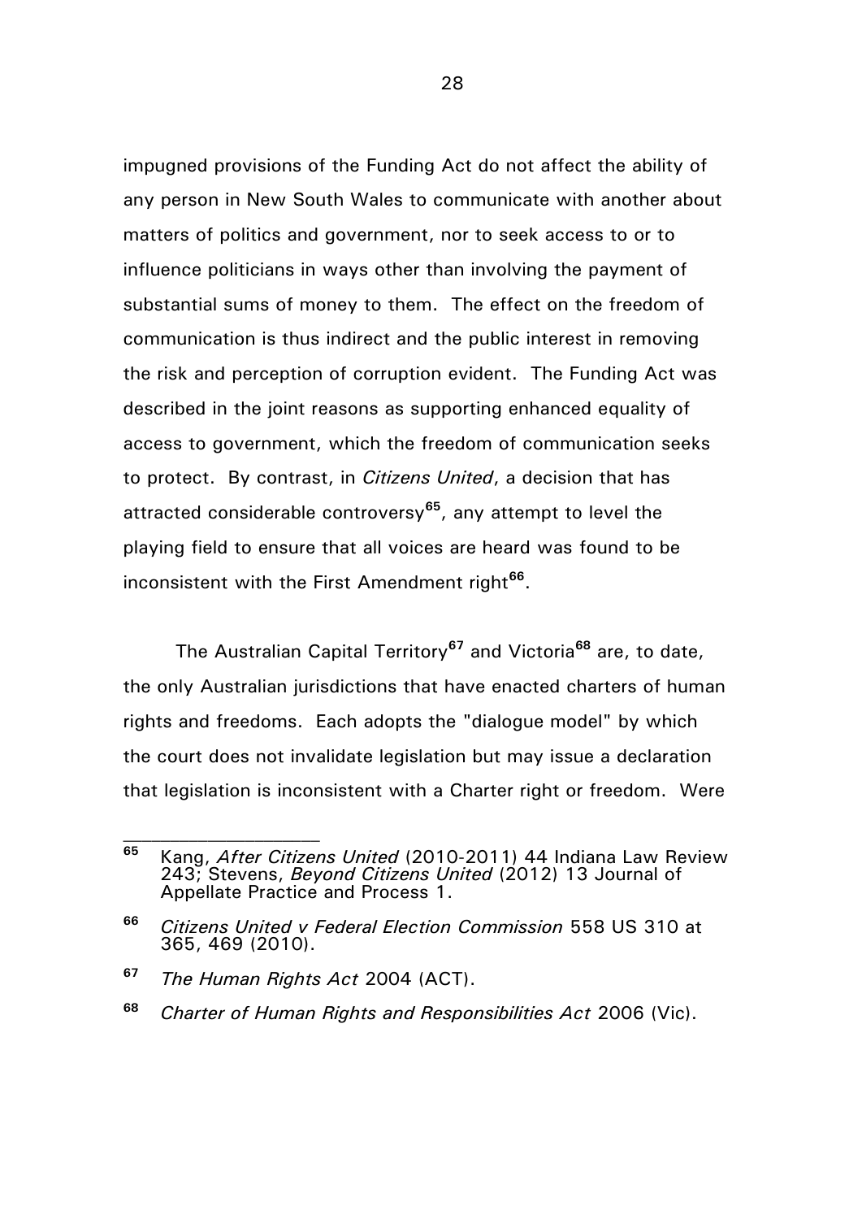impugned provisions of the Funding Act do not affect the ability of any person in New South Wales to communicate with another about matters of politics and government, nor to seek access to or to influence politicians in ways other than involving the payment of substantial sums of money to them. The effect on the freedom of communication is thus indirect and the public interest in removing the risk and perception of corruption evident. The Funding Act was described in the joint reasons as supporting enhanced equality of access to government, which the freedom of communication seeks to protect. By contrast, in *Citizens United*, a decision that has attracted considerable controversy[65], any attempt to level the playing field to ensure that all voices are heard was found to be inconsistent with the First Amendment right[66].

The Australian Capital Territory[67] and Victoria[68] are, to date, the only Australian jurisdictions that have enacted charters of human rights and freedoms. Each adopts the "dialogue model" by which the court does not invalidate legislation but may issue a declaration that legislation is inconsistent with a Charter right or freedom. Were

---

[65] Kang, *After Citizens United* (2010-2011) 44 Indiana Law Review 243; Stevens, *Beyond Citizens United* (2012) 13 Journal of Appellate Practice and Process 1.

[66] *Citizens United v Federal Election Commission* 558 US 310 at 365, 469 (2010).

[67] *The Human Rights Act* 2004 (ACT).

[68] *Charter of Human Rights and Responsibilities Act* 2006 (Vic).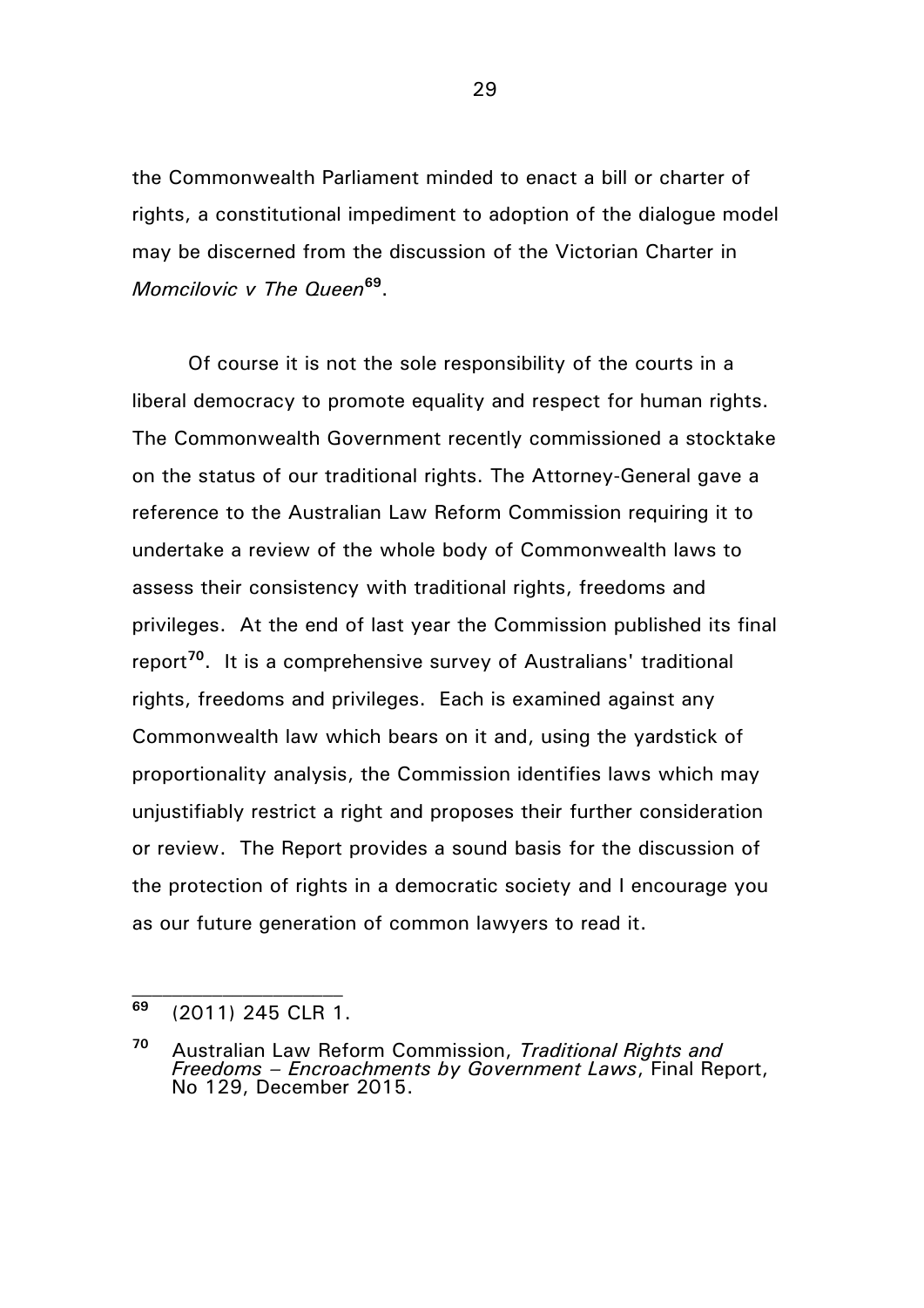the Commonwealth Parliament minded to enact a bill or charter of rights, a constitutional impediment to adoption of the dialogue model may be discerned from the discussion of the Victorian Charter in *Momcilovic v The Queen*[69].

Of course it is not the sole responsibility of the courts in a liberal democracy to promote equality and respect for human rights. The Commonwealth Government recently commissioned a stocktake on the status of our traditional rights. The Attorney-General gave a reference to the Australian Law Reform Commission requiring it to undertake a review of the whole body of Commonwealth laws to assess their consistency with traditional rights, freedoms and privileges. At the end of last year the Commission published its final report[70]. It is a comprehensive survey of Australians' traditional rights, freedoms and privileges. Each is examined against any Commonwealth law which bears on it and, using the yardstick of proportionality analysis, the Commission identifies laws which may unjustifiably restrict a right and proposes their further consideration or review. The Report provides a sound basis for the discussion of the protection of rights in a democratic society and I encourage you as our future generation of common lawyers to read it.

---

[69] (2011) 245 CLR 1.

[70] Australian Law Reform Commission, *Traditional Rights and Freedoms – Encroachments by Government Laws*, Final Report, No 129, December 2015.